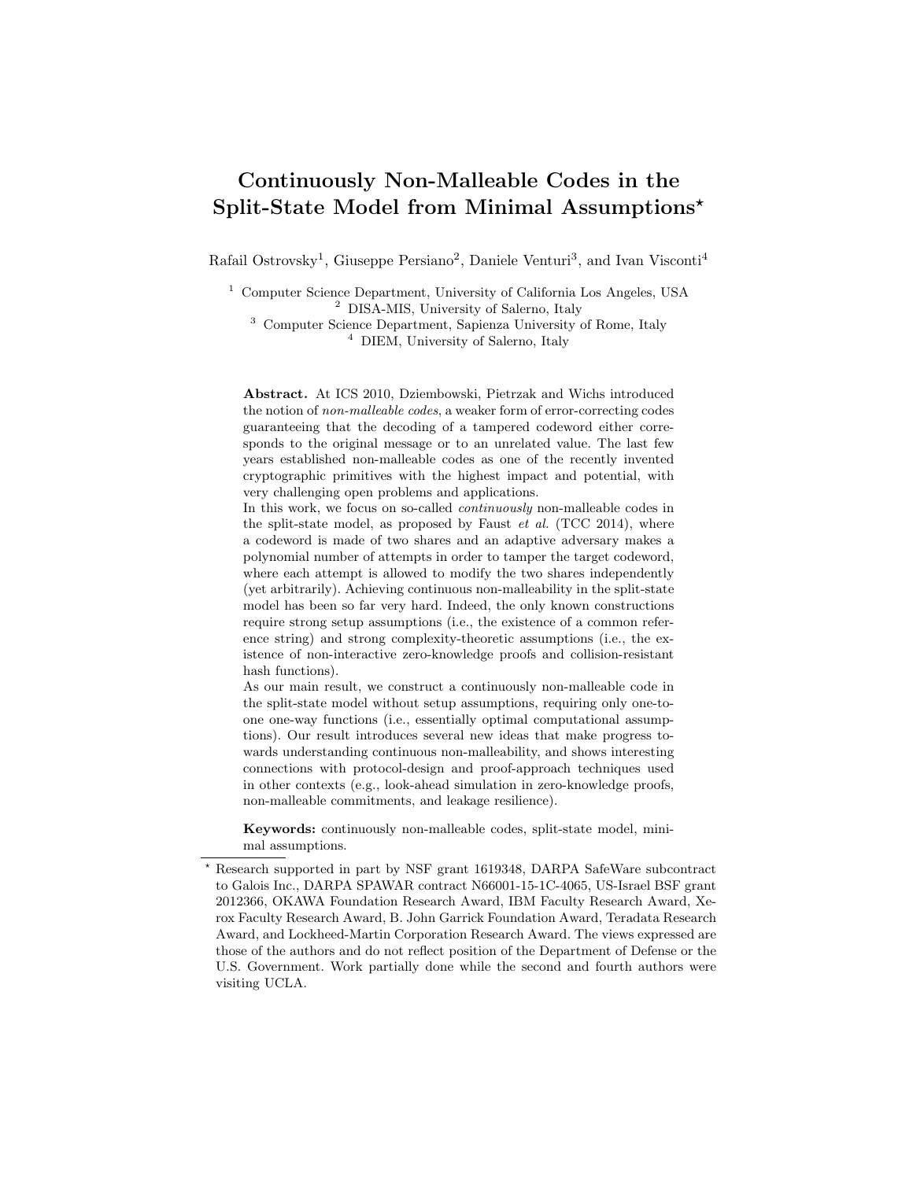# Continuously Non-Malleable Codes in the Split-State Model from Minimal Assumptions*

Rafail Ostrovsky[1], Giuseppe Persiano[2], Daniele Venturi[3], and Ivan Visconti[4]

[1] Computer Science Department, University of California Los Angeles, USA
[2] DISA-MIS, University of Salerno, Italy
[3] Computer Science Department, Sapienza University of Rome, Italy
[4] DIEM, University of Salerno, Italy

**Abstract.** At ICS 2010, Dziembowski, Pietrzak and Wichs introduced the notion of *non-malleable codes*, a weaker form of error-correcting codes guaranteeing that the decoding of a tampered codeword either corresponds to the original message or to an unrelated value. The last few years established non-malleable codes as one of the recently invented cryptographic primitives with the highest impact and potential, with very challenging open problems and applications.

In this work, we focus on so-called *continuously* non-malleable codes in the split-state model, as proposed by Faust *et al.* (TCC 2014), where a codeword is made of two shares and an adaptive adversary makes a polynomial number of attempts in order to tamper the target codeword, where each attempt is allowed to modify the two shares independently (yet arbitrarily). Achieving continuous non-malleability in the split-state model has been so far very hard. Indeed, the only known constructions require strong setup assumptions (i.e., the existence of a common reference string) and strong complexity-theoretic assumptions (i.e., the existence of non-interactive zero-knowledge proofs and collision-resistant hash functions).

As our main result, we construct a continuously non-malleable code in the split-state model without setup assumptions, requiring only one-to-one one-way functions (i.e., essentially optimal computational assumptions). Our result introduces several new ideas that make progress towards understanding continuous non-malleability, and shows interesting connections with protocol-design and proof-approach techniques used in other contexts (e.g., look-ahead simulation in zero-knowledge proofs, non-malleable commitments, and leakage resilience).

**Keywords:** continuously non-malleable codes, split-state model, minimal assumptions.

---

* Research supported in part by NSF grant 1619348, DARPA SafeWare subcontract to Galois Inc., DARPA SPAWAR contract N66001-15-1C-4065, US-Israel BSF grant 2012366, OKAWA Foundation Research Award, IBM Faculty Research Award, Xerox Faculty Research Award, B. John Garrick Foundation Award, Teradata Research Award, and Lockheed-Martin Corporation Research Award. The views expressed are those of the authors and do not reflect position of the Department of Defense or the U.S. Government. Work partially done while the second and fourth authors were visiting UCLA.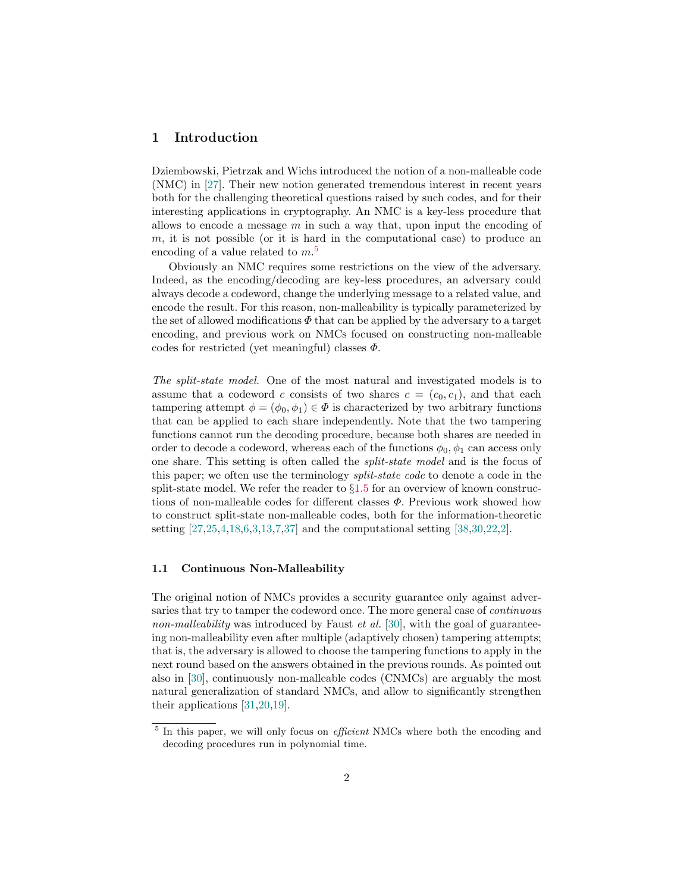# 1 Introduction

Dziembowski, Pietrzak and Wichs introduced the notion of a non-malleable code (NMC) in [27]. Their new notion generated tremendous interest in recent years both for the challenging theoretical questions raised by such codes, and for their interesting applications in cryptography. An NMC is a key-less procedure that allows to encode a message $m$ in such a way that, upon input the encoding of $m$, it is not possible (or it is hard in the computational case) to produce an encoding of a value related to $m$.[5]

Obviously an NMC requires some restrictions on the view of the adversary. Indeed, as the encoding/decoding are key-less procedures, an adversary could always decode a codeword, change the underlying message to a related value, and encode the result. For this reason, non-malleability is typically parameterized by the set of allowed modifications $\Phi$ that can be applied by the adversary to a target encoding, and previous work on NMCs focused on constructing non-malleable codes for restricted (yet meaningful) classes $\Phi$.

*The split-state model.* One of the most natural and investigated models is to assume that a codeword $c$ consists of two shares $c = (c_0, c_1)$, and that each tampering attempt $\phi = (\phi_0, \phi_1) \in \Phi$ is characterized by two arbitrary functions that can be applied to each share independently. Note that the two tampering functions cannot run the decoding procedure, because both shares are needed in order to decode a codeword, whereas each of the functions $\phi_0, \phi_1$ can access only one share. This setting is often called the *split-state model* and is the focus of this paper; we often use the terminology *split-state code* to denote a code in the split-state model. We refer the reader to §1.5 for an overview of known constructions of non-malleable codes for different classes $\Phi$. Previous work showed how to construct split-state non-malleable codes, both for the information-theoretic setting [27,25,4,18,6,3,13,7,37] and the computational setting [38,30,22,2].

## 1.1 Continuous Non-Malleability

The original notion of NMCs provides a security guarantee only against adversaries that try to tamper the codeword once. The more general case of *continuous non-malleability* was introduced by Faust *et al.* [30], with the goal of guaranteeing non-malleability even after multiple (adaptively chosen) tampering attempts; that is, the adversary is allowed to choose the tampering functions to apply in the next round based on the answers obtained in the previous rounds. As pointed out also in [30], continuously non-malleable codes (CNMCs) are arguably the most natural generalization of standard NMCs, and allow to significantly strengthen their applications [31,20,19].

[5] In this paper, we will only focus on *efficient* NMCs where both the encoding and decoding procedures run in polynomial time.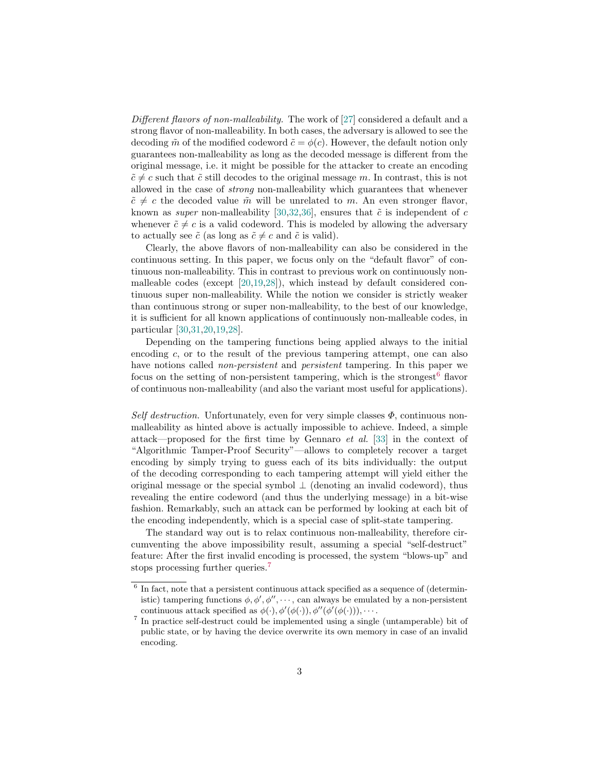*Different flavors of non-malleability.* The work of [27] considered a default and a strong flavor of non-malleability. In both cases, the adversary is allowed to see the decoding $\tilde{m}$ of the modified codeword $\tilde{c} = \phi(c)$. However, the default notion only guarantees non-malleability as long as the decoded message is different from the original message, i.e. it might be possible for the attacker to create an encoding $\tilde{c} \neq c$ such that $\tilde{c}$ still decodes to the original message $m$. In contrast, this is not allowed in the case of *strong* non-malleability which guarantees that whenever $\tilde{c} \neq c$ the decoded value $\tilde{m}$ will be unrelated to $m$. An even stronger flavor, known as *super* non-malleability [30,32,36], ensures that $\tilde{c}$ is independent of $c$ whenever $\tilde{c} \neq c$ is a valid codeword. This is modeled by allowing the adversary to actually see $\tilde{c}$ (as long as $\tilde{c} \neq c$ and $\tilde{c}$ is valid).

Clearly, the above flavors of non-malleability can also be considered in the continuous setting. In this paper, we focus only on the "default flavor" of continuous non-malleability. This in contrast to previous work on continuously non-malleable codes (except [20,19,28]), which instead by default considered continuous super non-malleability. While the notion we consider is strictly weaker than continuous strong or super non-malleability, to the best of our knowledge, it is sufficient for all known applications of continuously non-malleable codes, in particular [30,31,20,19,28].

Depending on the tampering functions being applied always to the initial encoding $c$, or to the result of the previous tampering attempt, one can also have notions called *non-persistent* and *persistent* tampering. In this paper we focus on the setting of non-persistent tampering, which is the strongest[6] flavor of continuous non-malleability (and also the variant most useful for applications).

*Self destruction.* Unfortunately, even for very simple classes $\Phi$, continuous non-malleability as hinted above is actually impossible to achieve. Indeed, a simple attack—proposed for the first time by Gennaro *et al.* [33] in the context of "Algorithmic Tamper-Proof Security"—allows to completely recover a target encoding by simply trying to guess each of its bits individually: the output of the decoding corresponding to each tampering attempt will yield either the original message or the special symbol $\perp$ (denoting an invalid codeword), thus revealing the entire codeword (and thus the underlying message) in a bit-wise fashion. Remarkably, such an attack can be performed by looking at each bit of the encoding independently, which is a special case of split-state tampering.

The standard way out is to relax continuous non-malleability, therefore circumventing the above impossibility result, assuming a special "self-destruct" feature: After the first invalid encoding is processed, the system "blows-up" and stops processing further queries.[7]

[6] In fact, note that a persistent continuous attack specified as a sequence of (deterministic) tampering functions $\phi, \phi', \phi'', \cdots$, can always be emulated by a non-persistent continuous attack specified as $\phi(\cdot), \phi'(\phi(\cdot)), \phi''(\phi'(\phi(\cdot))), \cdots$.

[7] In practice self-destruct could be implemented using a single (untamperable) bit of public state, or by having the device overwrite its own memory in case of an invalid encoding.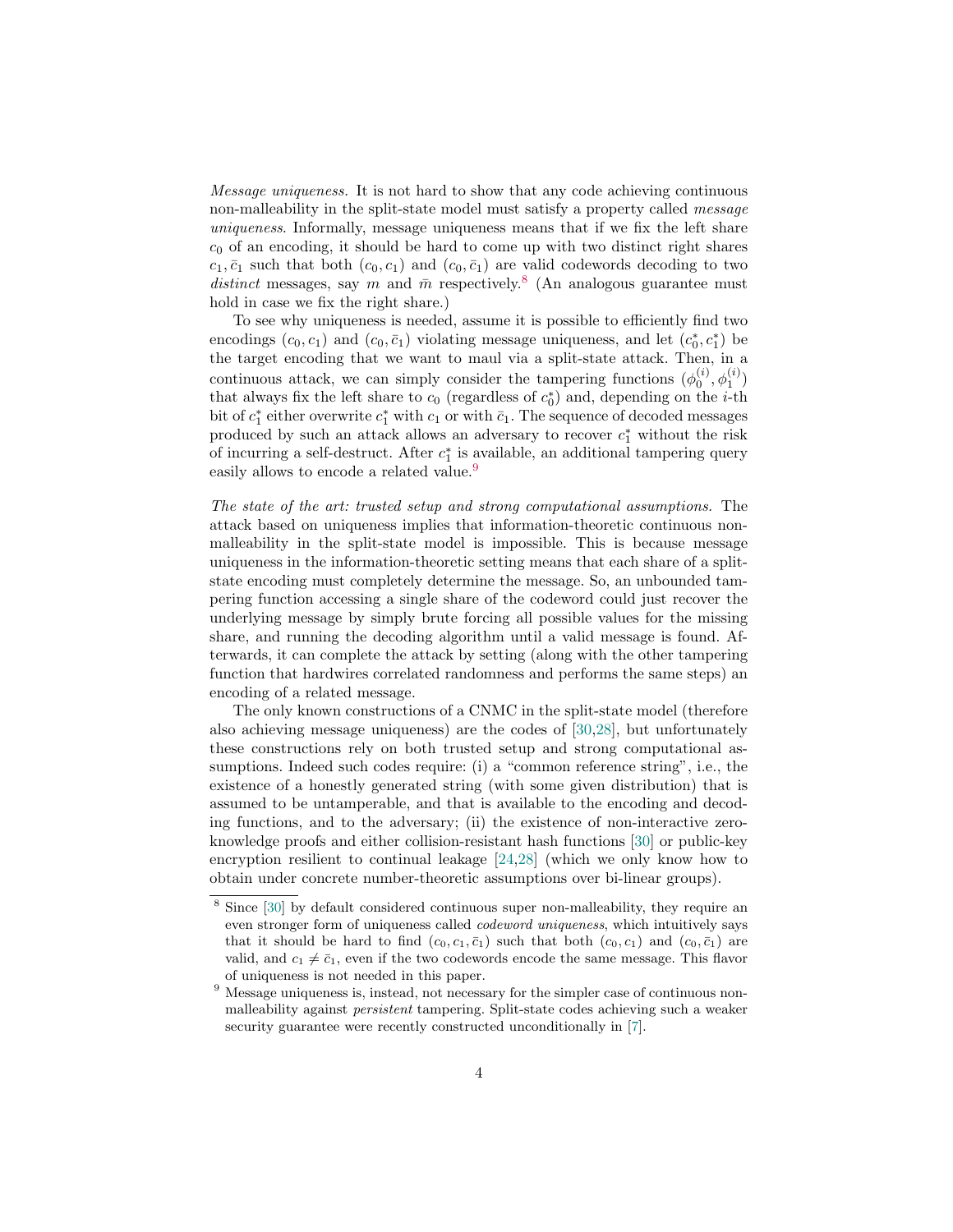*Message uniqueness.* It is not hard to show that any code achieving continuous non-malleability in the split-state model must satisfy a property called *message uniqueness*. Informally, message uniqueness means that if we fix the left share $c_0$ of an encoding, it should be hard to come up with two distinct right shares $c_1, \bar{c}_1$ such that both $(c_0, c_1)$ and $(c_0, \bar{c}_1)$ are valid codewords decoding to two *distinct* messages, say $m$ and $\bar{m}$ respectively.[8] (An analogous guarantee must hold in case we fix the right share.)

To see why uniqueness is needed, assume it is possible to efficiently find two encodings $(c_0, c_1)$ and $(c_0, \bar{c}_1)$ violating message uniqueness, and let $(c_0^*, c_1^*)$ be the target encoding that we want to maul via a split-state attack. Then, in a continuous attack, we can simply consider the tampering functions $(\phi_0^{(i)}, \phi_1^{(i)})$ that always fix the left share to $c_0$ (regardless of $c_0^*$) and, depending on the $i$-th bit of $c_1^*$ either overwrite $c_1^*$ with $c_1$ or with $\bar{c}_1$. The sequence of decoded messages produced by such an attack allows an adversary to recover $c_1^*$ without the risk of incurring a self-destruct. After $c_1^*$ is available, an additional tampering query easily allows to encode a related value.[9]

*The state of the art: trusted setup and strong computational assumptions.* The attack based on uniqueness implies that information-theoretic continuous non-malleability in the split-state model is impossible. This is because message uniqueness in the information-theoretic setting means that each share of a split-state encoding must completely determine the message. So, an unbounded tampering function accessing a single share of the codeword could just recover the underlying message by simply brute forcing all possible values for the missing share, and running the decoding algorithm until a valid message is found. Afterwards, it can complete the attack by setting (along with the other tampering function that hardwires correlated randomness and performs the same steps) an encoding of a related message.

The only known constructions of a CNMC in the split-state model (therefore also achieving message uniqueness) are the codes of [30,28], but unfortunately these constructions rely on both trusted setup and strong computational assumptions. Indeed such codes require: (i) a "common reference string", i.e., the existence of a honestly generated string (with some given distribution) that is assumed to be untamperable, and that is available to the encoding and decoding functions, and to the adversary; (ii) the existence of non-interactive zero-knowledge proofs and either collision-resistant hash functions [30] or public-key encryption resilient to continual leakage [24,28] (which we only know how to obtain under concrete number-theoretic assumptions over bi-linear groups).

---

[8] Since [30] by default considered continuous super non-malleability, they require an even stronger form of uniqueness called *codeword uniqueness*, which intuitively says that it should be hard to find $(c_0, c_1, \bar{c}_1)$ such that both $(c_0, c_1)$ and $(c_0, \bar{c}_1)$ are valid, and $c_1 \neq \bar{c}_1$, even if the two codewords encode the same message. This flavor of uniqueness is not needed in this paper.

[9] Message uniqueness is, instead, not necessary for the simpler case of continuous non-malleability against *persistent* tampering. Split-state codes achieving such a weaker security guarantee were recently constructed unconditionally in [7].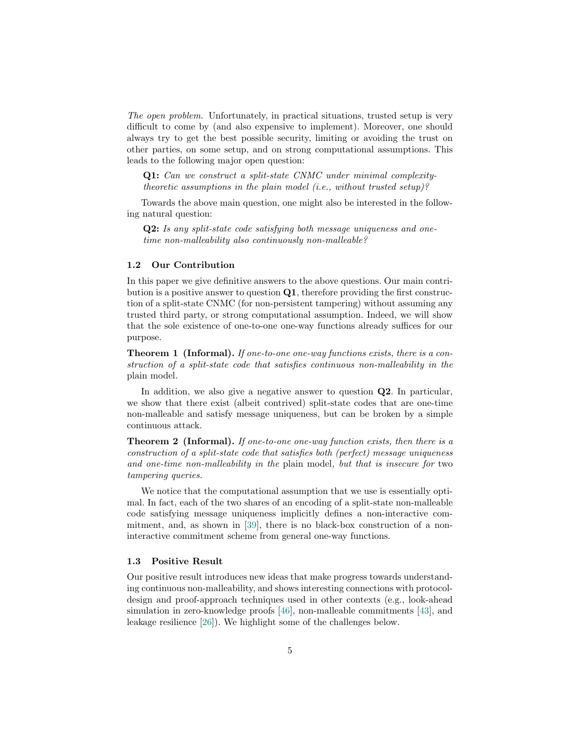*The open problem.* Unfortunately, in practical situations, trusted setup is very difficult to come by (and also expensive to implement). Moreover, one should always try to get the best possible security, limiting or avoiding the trust on other parties, on some setup, and on strong computational assumptions. This leads to the following major open question:

> **Q1:** *Can we construct a split-state CNMC under minimal complexity-theoretic assumptions in the plain model (i.e., without trusted setup)?*

Towards the above main question, one might also be interested in the following natural question:

> **Q2:** *Is any split-state code satisfying both message uniqueness and one-time non-malleability also continuously non-malleable?*

### 1.2 Our Contribution

In this paper we give definitive answers to the above questions. Our main contribution is a positive answer to question **Q1**, therefore providing the first construction of a split-state CNMC (for non-persistent tampering) without assuming any trusted third party, or strong computational assumption. Indeed, we will show that the sole existence of one-to-one one-way functions already suffices for our purpose.

**Theorem 1 (Informal).** *If one-to-one one-way functions exists, there is a construction of a split-state code that satisfies continuous non-malleability in the* plain model.

In addition, we also give a negative answer to question **Q2**. In particular, we show that there exist (albeit contrived) split-state codes that are one-time non-malleable and satisfy message uniqueness, but can be broken by a simple continuous attack.

**Theorem 2 (Informal).** *If one-to-one one-way function exists, then there is a construction of a split-state code that satisfies both (perfect) message uniqueness and one-time non-malleability in the* plain model*, but that is insecure for* two *tampering queries.*

We notice that the computational assumption that we use is essentially optimal. In fact, each of the two shares of an encoding of a split-state non-malleable code satisfying message uniqueness implicitly defines a non-interactive commitment, and, as shown in [39], there is no black-box construction of a non-interactive commitment scheme from general one-way functions.

### 1.3 Positive Result

Our positive result introduces new ideas that make progress towards understanding continuous non-malleability, and shows interesting connections with protocol-design and proof-approach techniques used in other contexts (e.g., look-ahead simulation in zero-knowledge proofs [46], non-malleable commitments [43], and leakage resilience [26]). We highlight some of the challenges below.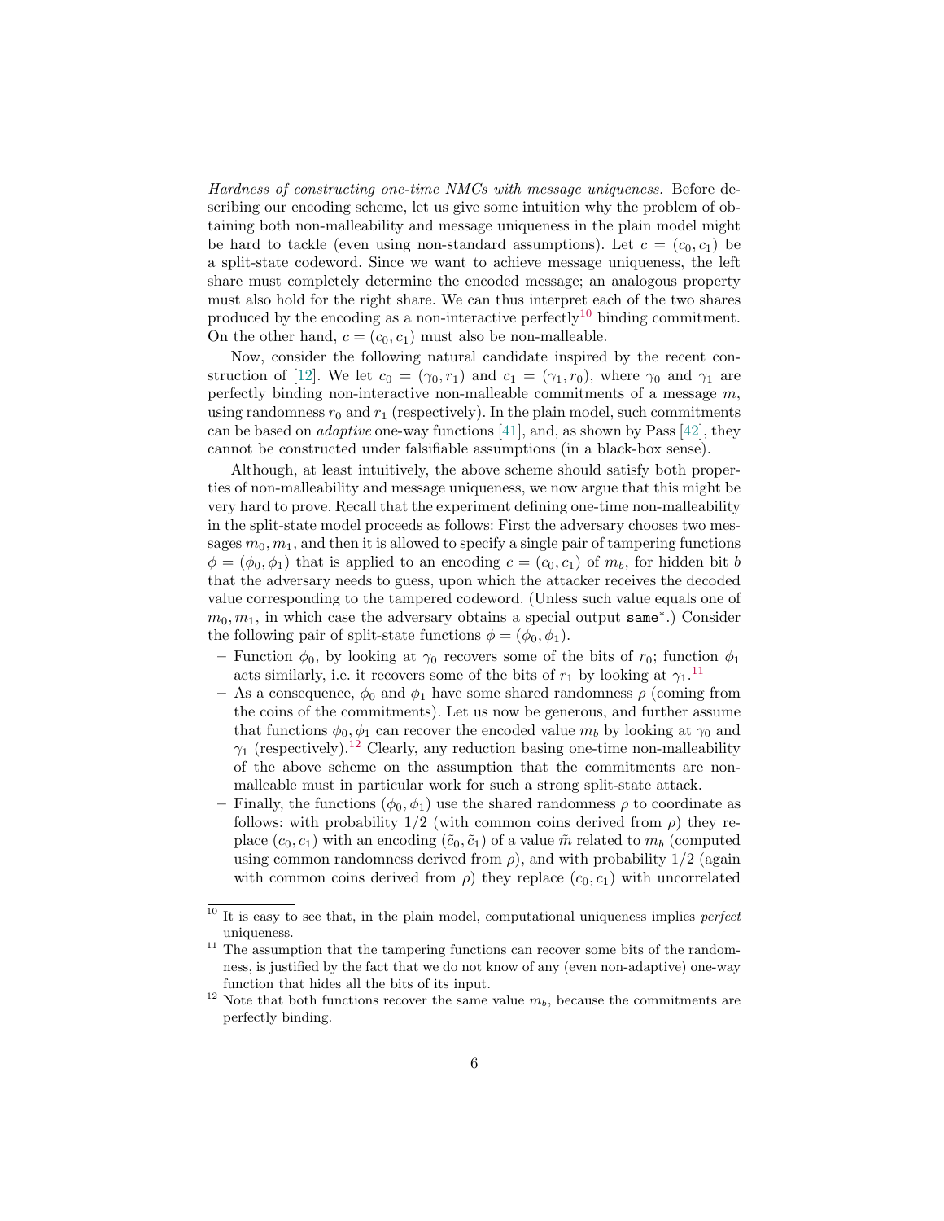*Hardness of constructing one-time NMCs with message uniqueness.* Before describing our encoding scheme, let us give some intuition why the problem of obtaining both non-malleability and message uniqueness in the plain model might be hard to tackle (even using non-standard assumptions). Let $c = (c_0, c_1)$ be a split-state codeword. Since we want to achieve message uniqueness, the left share must completely determine the encoded message; an analogous property must also hold for the right share. We can thus interpret each of the two shares produced by the encoding as a non-interactive perfectly[10] binding commitment. On the other hand, $c = (c_0, c_1)$ must also be non-malleable.

Now, consider the following natural candidate inspired by the recent construction of [12]. We let $c_0 = (\gamma_0, r_1)$ and $c_1 = (\gamma_1, r_0)$, where $\gamma_0$ and $\gamma_1$ are perfectly binding non-interactive non-malleable commitments of a message $m$, using randomness $r_0$ and $r_1$ (respectively). In the plain model, such commitments can be based on *adaptive* one-way functions [41], and, as shown by Pass [42], they cannot be constructed under falsifiable assumptions (in a black-box sense).

Although, at least intuitively, the above scheme should satisfy both properties of non-malleability and message uniqueness, we now argue that this might be very hard to prove. Recall that the experiment defining one-time non-malleability in the split-state model proceeds as follows: First the adversary chooses two messages $m_0, m_1$, and then it is allowed to specify a single pair of tampering functions $\phi = (\phi_0, \phi_1)$ that is applied to an encoding $c = (c_0, c_1)$ of $m_b$, for hidden bit $b$ that the adversary needs to guess, upon which the attacker receives the decoded value corresponding to the tampered codeword. (Unless such value equals one of $m_0, m_1$, in which case the adversary obtains a special output $\mathtt{same}^*$.) Consider the following pair of split-state functions $\phi = (\phi_0, \phi_1)$.

- Function $\phi_0$, by looking at $\gamma_0$ recovers some of the bits of $r_0$; function $\phi_1$ acts similarly, i.e. it recovers some of the bits of $r_1$ by looking at $\gamma_1$.[11]
- As a consequence, $\phi_0$ and $\phi_1$ have some shared randomness $\rho$ (coming from the coins of the commitments). Let us now be generous, and further assume that functions $\phi_0, \phi_1$ can recover the encoded value $m_b$ by looking at $\gamma_0$ and $\gamma_1$ (respectively).[12] Clearly, any reduction basing one-time non-malleability of the above scheme on the assumption that the commitments are non-malleable must in particular work for such a strong split-state attack.
- Finally, the functions $(\phi_0, \phi_1)$ use the shared randomness $\rho$ to coordinate as follows: with probability $1/2$ (with common coins derived from $\rho$) they replace $(c_0, c_1)$ with an encoding $(\tilde{c}_0, \tilde{c}_1)$ of a value $\tilde{m}$ related to $m_b$ (computed using common randomness derived from $\rho$), and with probability $1/2$ (again with common coins derived from $\rho$) they replace $(c_0, c_1)$ with uncorrelated

[10] It is easy to see that, in the plain model, computational uniqueness implies *perfect* uniqueness.

[11] The assumption that the tampering functions can recover some bits of the randomness, is justified by the fact that we do not know of any (even non-adaptive) one-way function that hides all the bits of its input.

[12] Note that both functions recover the same value $m_b$, because the commitments are perfectly binding.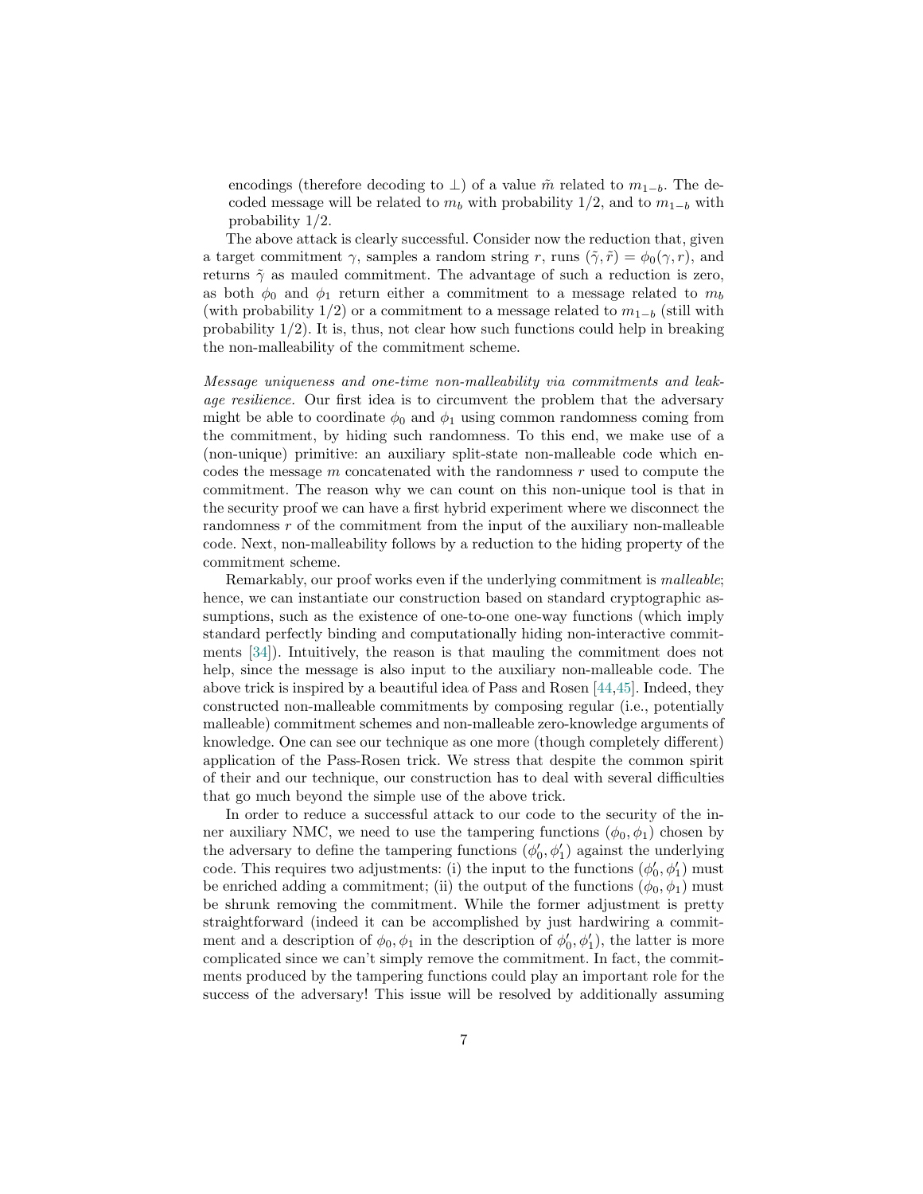encodings (therefore decoding to $\perp$) of a value $\tilde{m}$ related to $m_{1-b}$. The decoded message will be related to $m_b$ with probability $1/2$, and to $m_{1-b}$ with probability $1/2$.

The above attack is clearly successful. Consider now the reduction that, given a target commitment $\gamma$, samples a random string $r$, runs $(\tilde{\gamma}, \tilde{r}) = \phi_0(\gamma, r)$, and returns $\tilde{\gamma}$ as mauled commitment. The advantage of such a reduction is zero, as both $\phi_0$ and $\phi_1$ return either a commitment to a message related to $m_b$ (with probability $1/2$) or a commitment to a message related to $m_{1-b}$ (still with probability $1/2$). It is, thus, not clear how such functions could help in breaking the non-malleability of the commitment scheme.

*Message uniqueness and one-time non-malleability via commitments and leakage resilience.* Our first idea is to circumvent the problem that the adversary might be able to coordinate $\phi_0$ and $\phi_1$ using common randomness coming from the commitment, by hiding such randomness. To this end, we make use of a (non-unique) primitive: an auxiliary split-state non-malleable code which encodes the message $m$ concatenated with the randomness $r$ used to compute the commitment. The reason why we can count on this non-unique tool is that in the security proof we can have a first hybrid experiment where we disconnect the randomness $r$ of the commitment from the input of the auxiliary non-malleable code. Next, non-malleability follows by a reduction to the hiding property of the commitment scheme.

Remarkably, our proof works even if the underlying commitment is *malleable*; hence, we can instantiate our construction based on standard cryptographic assumptions, such as the existence of one-to-one one-way functions (which imply standard perfectly binding and computationally hiding non-interactive commitments [34]). Intuitively, the reason is that mauling the commitment does not help, since the message is also input to the auxiliary non-malleable code. The above trick is inspired by a beautiful idea of Pass and Rosen [44,45]. Indeed, they constructed non-malleable commitments by composing regular (i.e., potentially malleable) commitment schemes and non-malleable zero-knowledge arguments of knowledge. One can see our technique as one more (though completely different) application of the Pass-Rosen trick. We stress that despite the common spirit of their and our technique, our construction has to deal with several difficulties that go much beyond the simple use of the above trick.

In order to reduce a successful attack to our code to the security of the inner auxiliary NMC, we need to use the tampering functions $(\phi_0, \phi_1)$ chosen by the adversary to define the tampering functions $(\phi'_0, \phi'_1)$ against the underlying code. This requires two adjustments: (i) the input to the functions $(\phi'_0, \phi'_1)$ must be enriched adding a commitment; (ii) the output of the functions $(\phi_0, \phi_1)$ must be shrunk removing the commitment. While the former adjustment is pretty straightforward (indeed it can be accomplished by just hardwiring a commitment and a description of $\phi_0, \phi_1$ in the description of $\phi'_0, \phi'_1$), the latter is more complicated since we can't simply remove the commitment. In fact, the commitments produced by the tampering functions could play an important role for the success of the adversary! This issue will be resolved by additionally assuming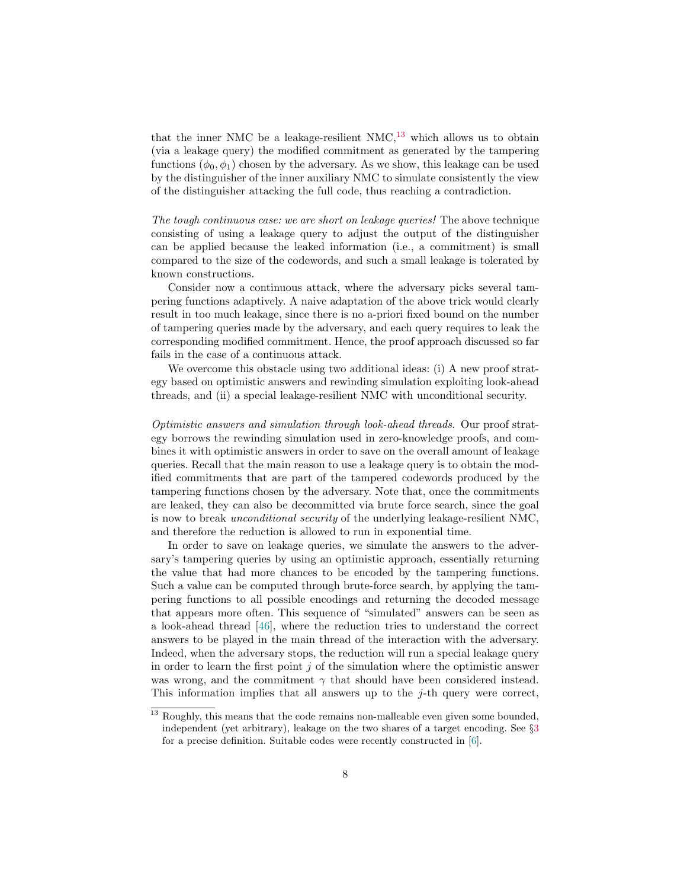that the inner NMC be a leakage-resilient NMC,[13] which allows us to obtain (via a leakage query) the modified commitment as generated by the tampering functions $(\phi_0, \phi_1)$ chosen by the adversary. As we show, this leakage can be used by the distinguisher of the inner auxiliary NMC to simulate consistently the view of the distinguisher attacking the full code, thus reaching a contradiction.

*The tough continuous case: we are short on leakage queries!* The above technique consisting of using a leakage query to adjust the output of the distinguisher can be applied because the leaked information (i.e., a commitment) is small compared to the size of the codewords, and such a small leakage is tolerated by known constructions.

Consider now a continuous attack, where the adversary picks several tampering functions adaptively. A naive adaptation of the above trick would clearly result in too much leakage, since there is no a-priori fixed bound on the number of tampering queries made by the adversary, and each query requires to leak the corresponding modified commitment. Hence, the proof approach discussed so far fails in the case of a continuous attack.

We overcome this obstacle using two additional ideas: (i) A new proof strategy based on optimistic answers and rewinding simulation exploiting look-ahead threads, and (ii) a special leakage-resilient NMC with unconditional security.

*Optimistic answers and simulation through look-ahead threads.* Our proof strategy borrows the rewinding simulation used in zero-knowledge proofs, and combines it with optimistic answers in order to save on the overall amount of leakage queries. Recall that the main reason to use a leakage query is to obtain the modified commitments that are part of the tampered codewords produced by the tampering functions chosen by the adversary. Note that, once the commitments are leaked, they can also be decommitted via brute force search, since the goal is now to break *unconditional security* of the underlying leakage-resilient NMC, and therefore the reduction is allowed to run in exponential time.

In order to save on leakage queries, we simulate the answers to the adversary's tampering queries by using an optimistic approach, essentially returning the value that had more chances to be encoded by the tampering functions. Such a value can be computed through brute-force search, by applying the tampering functions to all possible encodings and returning the decoded message that appears more often. This sequence of "simulated" answers can be seen as a look-ahead thread [46], where the reduction tries to understand the correct answers to be played in the main thread of the interaction with the adversary. Indeed, when the adversary stops, the reduction will run a special leakage query in order to learn the first point $j$ of the simulation where the optimistic answer was wrong, and the commitment $\gamma$ that should have been considered instead. This information implies that all answers up to the $j$-th query were correct,

[13] Roughly, this means that the code remains non-malleable even given some bounded, independent (yet arbitrary), leakage on the two shares of a target encoding. See §3 for a precise definition. Suitable codes were recently constructed in [6].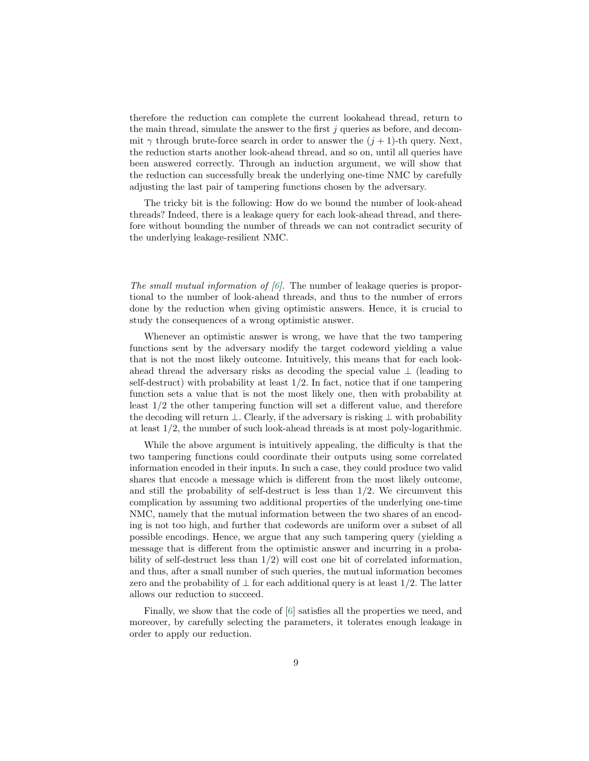therefore the reduction can complete the current lookahead thread, return to the main thread, simulate the answer to the first $j$ queries as before, and decommit $\gamma$ through brute-force search in order to answer the $(j+1)$-th query. Next, the reduction starts another look-ahead thread, and so on, until all queries have been answered correctly. Through an induction argument, we will show that the reduction can successfully break the underlying one-time NMC by carefully adjusting the last pair of tampering functions chosen by the adversary.

The tricky bit is the following: How do we bound the number of look-ahead threads? Indeed, there is a leakage query for each look-ahead thread, and therefore without bounding the number of threads we can not contradict security of the underlying leakage-resilient NMC.

*The small mutual information of [6].* The number of leakage queries is proportional to the number of look-ahead threads, and thus to the number of errors done by the reduction when giving optimistic answers. Hence, it is crucial to study the consequences of a wrong optimistic answer.

Whenever an optimistic answer is wrong, we have that the two tampering functions sent by the adversary modify the target codeword yielding a value that is not the most likely outcome. Intuitively, this means that for each look-ahead thread the adversary risks as decoding the special value $\perp$ (leading to self-destruct) with probability at least $1/2$. In fact, notice that if one tampering function sets a value that is not the most likely one, then with probability at least $1/2$ the other tampering function will set a different value, and therefore the decoding will return $\perp$. Clearly, if the adversary is risking $\perp$ with probability at least $1/2$, the number of such look-ahead threads is at most poly-logarithmic.

While the above argument is intuitively appealing, the difficulty is that the two tampering functions could coordinate their outputs using some correlated information encoded in their inputs. In such a case, they could produce two valid shares that encode a message which is different from the most likely outcome, and still the probability of self-destruct is less than $1/2$. We circumvent this complication by assuming two additional properties of the underlying one-time NMC, namely that the mutual information between the two shares of an encoding is not too high, and further that codewords are uniform over a subset of all possible encodings. Hence, we argue that any such tampering query (yielding a message that is different from the optimistic answer and incurring in a probability of self-destruct less than $1/2$) will cost one bit of correlated information, and thus, after a small number of such queries, the mutual information becomes zero and the probability of $\perp$ for each additional query is at least $1/2$. The latter allows our reduction to succeed.

Finally, we show that the code of [6] satisfies all the properties we need, and moreover, by carefully selecting the parameters, it tolerates enough leakage in order to apply our reduction.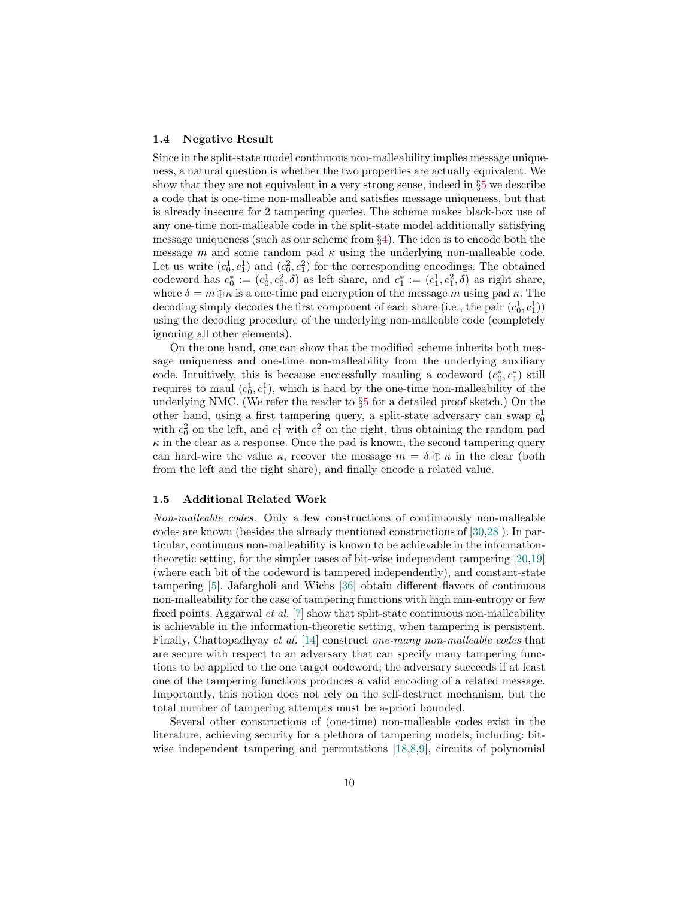### 1.4 Negative Result

Since in the split-state model continuous non-malleability implies message uniqueness, a natural question is whether the two properties are actually equivalent. We show that they are not equivalent in a very strong sense, indeed in §5 we describe a code that is one-time non-malleable and satisfies message uniqueness, but that is already insecure for 2 tampering queries. The scheme makes black-box use of any one-time non-malleable code in the split-state model additionally satisfying message uniqueness (such as our scheme from §4). The idea is to encode both the message $m$ and some random pad $\kappa$ using the underlying non-malleable code. Let us write $(c_0^1, c_1^1)$ and $(c_0^2, c_1^2)$ for the corresponding encodings. The obtained codeword has $c_0^* := (c_0^1, c_0^2, \delta)$ as left share, and $c_1^* := (c_1^1, c_1^2, \delta)$ as right share, where $\delta = m \oplus \kappa$ is a one-time pad encryption of the message $m$ using pad $\kappa$. The decoding simply decodes the first component of each share (i.e., the pair $(c_0^1, c_1^1)$) using the decoding procedure of the underlying non-malleable code (completely ignoring all other elements).

On the one hand, one can show that the modified scheme inherits both message uniqueness and one-time non-malleability from the underlying auxiliary code. Intuitively, this is because successfully mauling a codeword $(c_0^*, c_1^*)$ still requires to maul $(c_0^1, c_1^1)$, which is hard by the one-time non-malleability of the underlying NMC. (We refer the reader to §5 for a detailed proof sketch.) On the other hand, using a first tampering query, a split-state adversary can swap $c_0^1$ with $c_0^2$ on the left, and $c_1^1$ with $c_1^2$ on the right, thus obtaining the random pad $\kappa$ in the clear as a response. Once the pad is known, the second tampering query can hard-wire the value $\kappa$, recover the message $m = \delta \oplus \kappa$ in the clear (both from the left and the right share), and finally encode a related value.

### 1.5 Additional Related Work

*Non-malleable codes.* Only a few constructions of continuously non-malleable codes are known (besides the already mentioned constructions of [30,28]). In particular, continuous non-malleability is known to be achievable in the information-theoretic setting, for the simpler cases of bit-wise independent tampering [20,19] (where each bit of the codeword is tampered independently), and constant-state tampering [5]. Jafargholi and Wichs [36] obtain different flavors of continuous non-malleability for the case of tampering functions with high min-entropy or few fixed points. Aggarwal *et al.* [7] show that split-state continuous non-malleability is achievable in the information-theoretic setting, when tampering is persistent. Finally, Chattopadhyay *et al.* [14] construct *one-many non-malleable codes* that are secure with respect to an adversary that can specify many tampering functions to be applied to the one target codeword; the adversary succeeds if at least one of the tampering functions produces a valid encoding of a related message. Importantly, this notion does not rely on the self-destruct mechanism, but the total number of tampering attempts must be a-priori bounded.

Several other constructions of (one-time) non-malleable codes exist in the literature, achieving security for a plethora of tampering models, including: bit-wise independent tampering and permutations [18,8,9], circuits of polynomial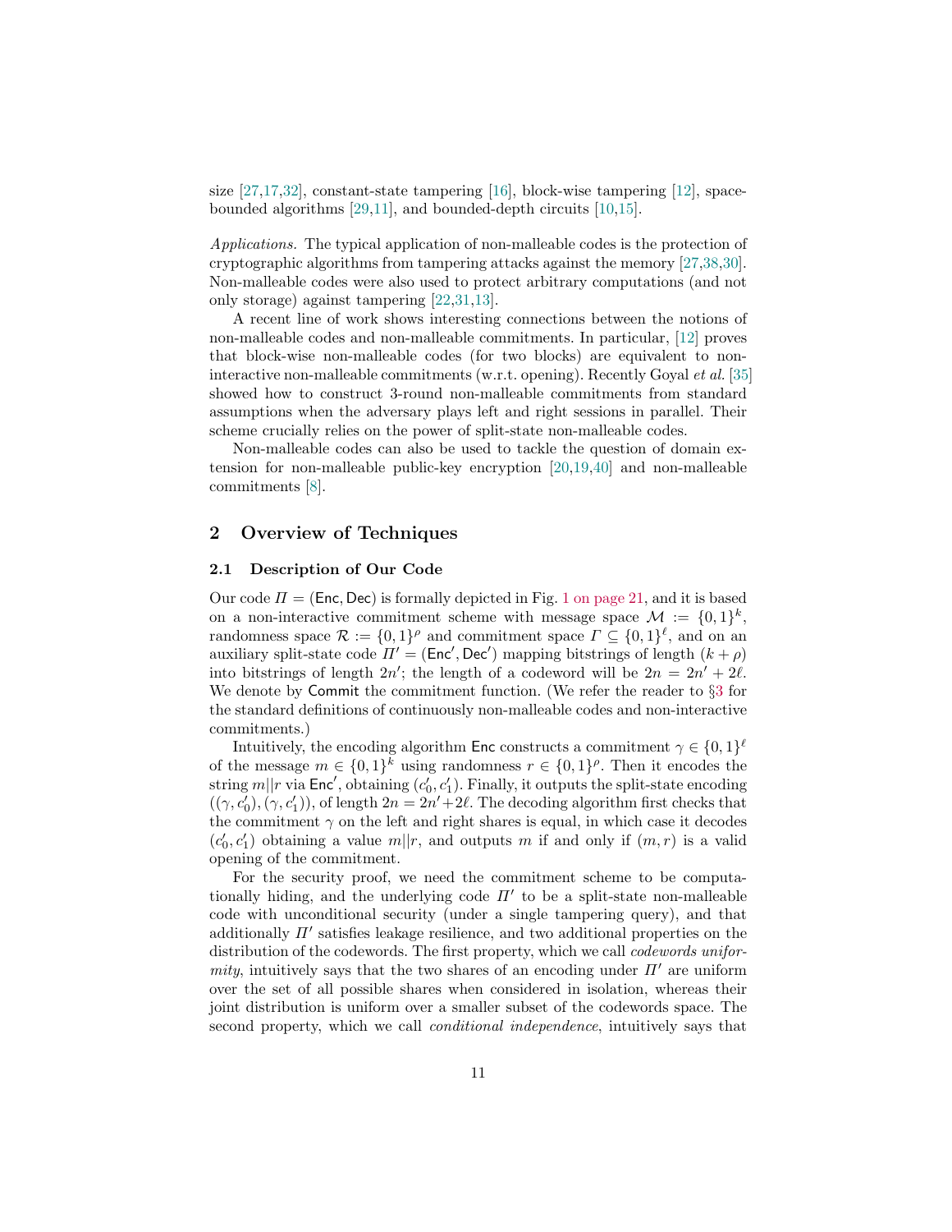size [27,17,32], constant-state tampering [16], block-wise tampering [12], space-bounded algorithms [29,11], and bounded-depth circuits [10,15].

*Applications.* The typical application of non-malleable codes is the protection of cryptographic algorithms from tampering attacks against the memory [27,38,30]. Non-malleable codes were also used to protect arbitrary computations (and not only storage) against tampering [22,31,13].

A recent line of work shows interesting connections between the notions of non-malleable codes and non-malleable commitments. In particular, [12] proves that block-wise non-malleable codes (for two blocks) are equivalent to non-interactive non-malleable commitments (w.r.t. opening). Recently Goyal *et al.* [35] showed how to construct 3-round non-malleable commitments from standard assumptions when the adversary plays left and right sessions in parallel. Their scheme crucially relies on the power of split-state non-malleable codes.

Non-malleable codes can also be used to tackle the question of domain extension for non-malleable public-key encryption [20,19,40] and non-malleable commitments [8].

## 2 Overview of Techniques

### 2.1 Description of Our Code

Our code $\Pi = (\mathsf{Enc}, \mathsf{Dec})$ is formally depicted in Fig. 1 on page 21, and it is based on a non-interactive commitment scheme with message space $\mathcal{M} := \{0,1\}^k$, randomness space $\mathcal{R} := \{0,1\}^\rho$ and commitment space $\Gamma \subseteq \{0,1\}^\ell$, and on an auxiliary split-state code $\Pi' = (\mathsf{Enc}', \mathsf{Dec}')$ mapping bitstrings of length $(k+\rho)$ into bitstrings of length $2n'$; the length of a codeword will be $2n = 2n' + 2\ell$. We denote by $\mathsf{Commit}$ the commitment function. (We refer the reader to §3 for the standard definitions of continuously non-malleable codes and non-interactive commitments.)

Intuitively, the encoding algorithm $\mathsf{Enc}$ constructs a commitment $\gamma \in \{0,1\}^\ell$ of the message $m \in \{0,1\}^k$ using randomness $r \in \{0,1\}^\rho$. Then it encodes the string $m||r$ via $\mathsf{Enc}'$, obtaining $(c_0', c_1')$. Finally, it outputs the split-state encoding $((\gamma, c_0'), (\gamma, c_1'))$, of length $2n = 2n' + 2\ell$. The decoding algorithm first checks that the commitment $\gamma$ on the left and right shares is equal, in which case it decodes $(c_0', c_1')$ obtaining a value $m||r$, and outputs $m$ if and only if $(m, r)$ is a valid opening of the commitment.

For the security proof, we need the commitment scheme to be computationally hiding, and the underlying code $\Pi'$ to be a split-state non-malleable code with unconditional security (under a single tampering query), and that additionally $\Pi'$ satisfies leakage resilience, and two additional properties on the distribution of the codewords. The first property, which we call *codewords uniformity*, intuitively says that the two shares of an encoding under $\Pi'$ are uniform over the set of all possible shares when considered in isolation, whereas their joint distribution is uniform over a smaller subset of the codewords space. The second property, which we call *conditional independence*, intuitively says that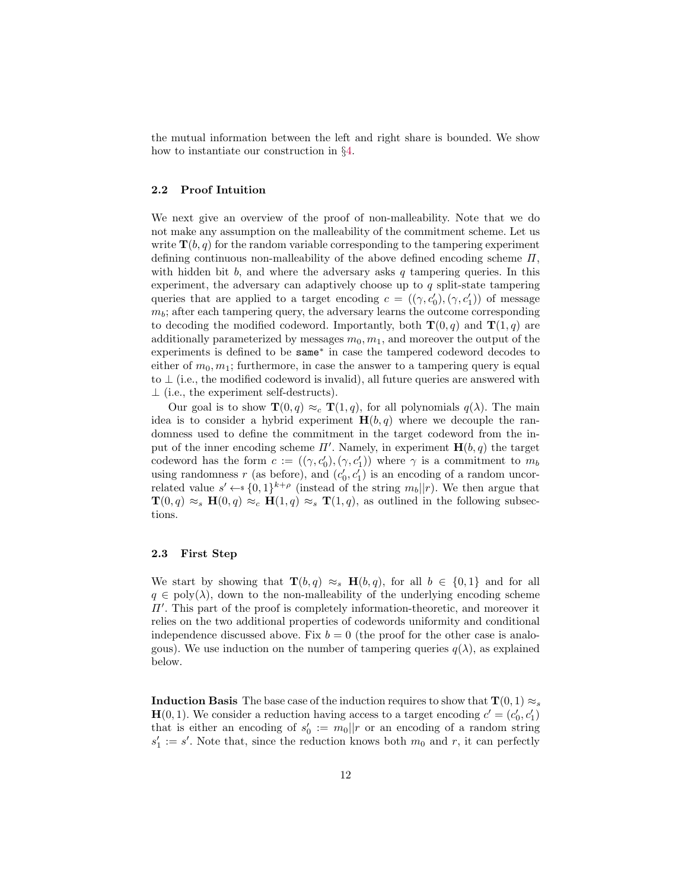the mutual information between the left and right share is bounded. We show how to instantiate our construction in §4.

### 2.2 Proof Intuition

We next give an overview of the proof of non-malleability. Note that we do not make any assumption on the malleability of the commitment scheme. Let us write $\mathbf{T}(b, q)$ for the random variable corresponding to the tampering experiment defining continuous non-malleability of the above defined encoding scheme $\Pi$, with hidden bit $b$, and where the adversary asks $q$ tampering queries. In this experiment, the adversary can adaptively choose up to $q$ split-state tampering queries that are applied to a target encoding $c = ((\gamma, c'_0), (\gamma, c'_1))$ of message $m_b$; after each tampering query, the adversary learns the outcome corresponding to decoding the modified codeword. Importantly, both $\mathbf{T}(0, q)$ and $\mathbf{T}(1, q)$ are additionally parameterized by messages $m_0, m_1$, and moreover the output of the experiments is defined to be $\mathtt{same}^*$ in case the tampered codeword decodes to either of $m_0, m_1$; furthermore, in case the answer to a tampering query is equal to $\bot$ (i.e., the modified codeword is invalid), all future queries are answered with $\bot$ (i.e., the experiment self-destructs).

Our goal is to show $\mathbf{T}(0, q) \approx_c \mathbf{T}(1, q)$, for all polynomials $q(\lambda)$. The main idea is to consider a hybrid experiment $\mathbf{H}(b, q)$ where we decouple the randomness used to define the commitment in the target codeword from the input of the inner encoding scheme $\Pi'$. Namely, in experiment $\mathbf{H}(b, q)$ the target codeword has the form $c := ((\gamma, c'_0), (\gamma, c'_1))$ where $\gamma$ is a commitment to $m_b$ using randomness $r$ (as before), and $(c'_0, c'_1)$ is an encoding of a random uncorrelated value $s' \leftarrow\$ \{0,1\}^{k+\rho}$ (instead of the string $m_b||r$). We then argue that $\mathbf{T}(0, q) \approx_s \mathbf{H}(0, q) \approx_c \mathbf{H}(1, q) \approx_s \mathbf{T}(1, q)$, as outlined in the following subsections.

### 2.3 First Step

We start by showing that $\mathbf{T}(b, q) \approx_s \mathbf{H}(b, q)$, for all $b \in \{0, 1\}$ and for all $q \in \mathrm{poly}(\lambda)$, down to the non-malleability of the underlying encoding scheme $\Pi'$. This part of the proof is completely information-theoretic, and moreover it relies on the two additional properties of codewords uniformity and conditional independence discussed above. Fix $b = 0$ (the proof for the other case is analogous). We use induction on the number of tampering queries $q(\lambda)$, as explained below.

**Induction Basis** The base case of the induction requires to show that $\mathbf{T}(0, 1) \approx_s \mathbf{H}(0, 1)$. We consider a reduction having access to a target encoding $c' = (c'_0, c'_1)$ that is either an encoding of $s'_0 := m_0||r$ or an encoding of a random string $s'_1 := s'$. Note that, since the reduction knows both $m_0$ and $r$, it can perfectly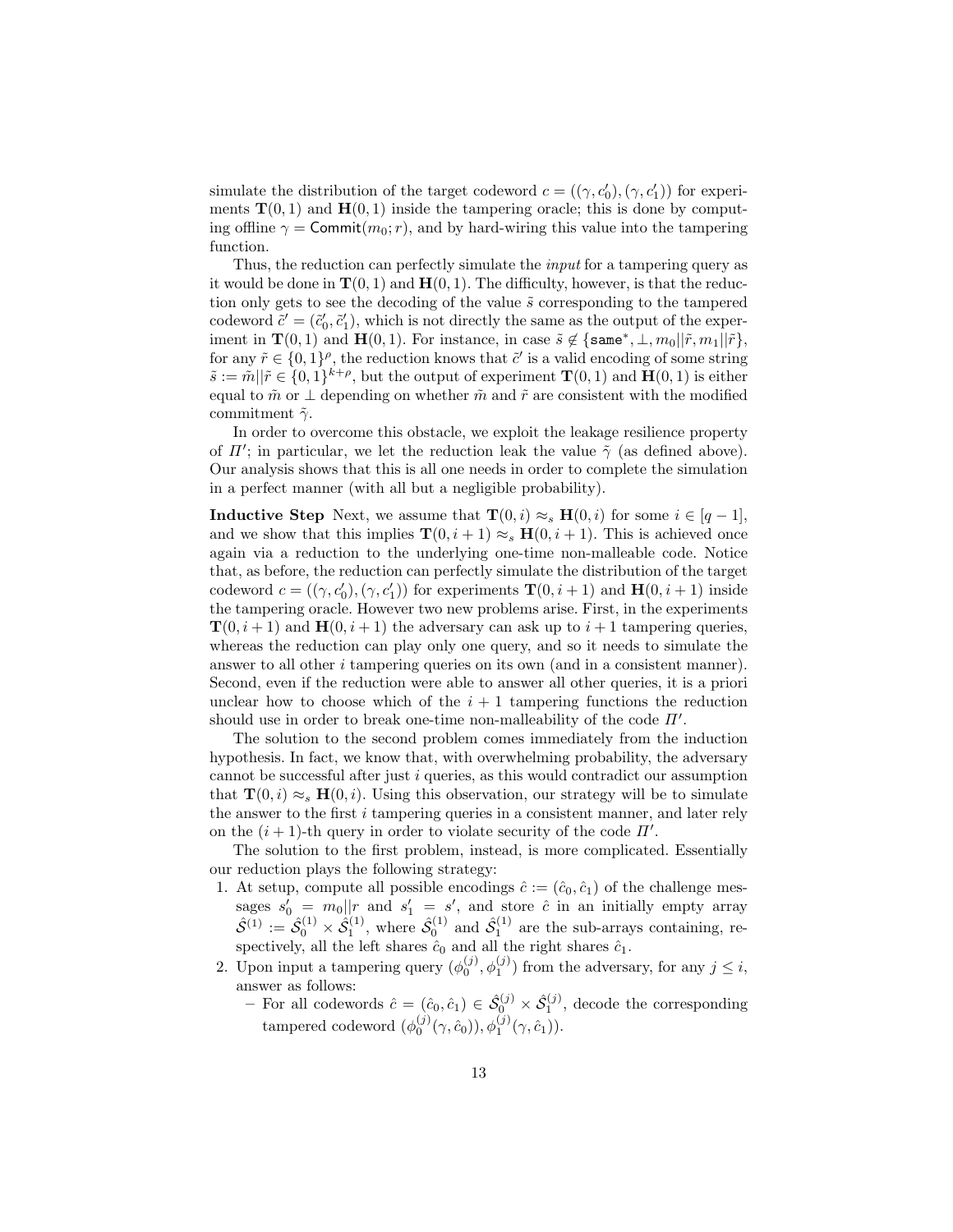simulate the distribution of the target codeword $c = ((\gamma, c_0'), (\gamma, c_1'))$ for experiments $\mathbf{T}(0,1)$ and $\mathbf{H}(0,1)$ inside the tampering oracle; this is done by computing offline $\gamma = \mathsf{Commit}(m_0; r)$, and by hard-wiring this value into the tampering function.

Thus, the reduction can perfectly simulate the *input* for a tampering query as it would be done in $\mathbf{T}(0,1)$ and $\mathbf{H}(0,1)$. The difficulty, however, is that the reduction only gets to see the decoding of the value $\tilde{s}$ corresponding to the tampered codeword $\tilde{c}' = (\tilde{c}_0', \tilde{c}_1')$, which is not directly the same as the output of the experiment in $\mathbf{T}(0,1)$ and $\mathbf{H}(0,1)$. For instance, in case $\tilde{s} \notin \{\mathtt{same}^*, \bot, m_0||\tilde{r}, m_1||\tilde{r}\}$, for any $\tilde{r} \in \{0,1\}^\rho$, the reduction knows that $\tilde{c}'$ is a valid encoding of some string $\tilde{s} := \tilde{m}||\tilde{r} \in \{0,1\}^{k+\rho}$, but the output of experiment $\mathbf{T}(0,1)$ and $\mathbf{H}(0,1)$ is either equal to $\tilde{m}$ or $\bot$ depending on whether $\tilde{m}$ and $\tilde{r}$ are consistent with the modified commitment $\tilde{\gamma}$.

In order to overcome this obstacle, we exploit the leakage resilience property of $\Pi'$; in particular, we let the reduction leak the value $\tilde{\gamma}$ (as defined above). Our analysis shows that this is all one needs in order to complete the simulation in a perfect manner (with all but a negligible probability).

**Inductive Step** Next, we assume that $\mathbf{T}(0,i) \approx_s \mathbf{H}(0,i)$ for some $i \in [q-1]$, and we show that this implies $\mathbf{T}(0,i+1) \approx_s \mathbf{H}(0,i+1)$. This is achieved once again via a reduction to the underlying one-time non-malleable code. Notice that, as before, the reduction can perfectly simulate the distribution of the target codeword $c = ((\gamma, c_0'), (\gamma, c_1'))$ for experiments $\mathbf{T}(0,i+1)$ and $\mathbf{H}(0,i+1)$ inside the tampering oracle. However two new problems arise. First, in the experiments $\mathbf{T}(0,i+1)$ and $\mathbf{H}(0,i+1)$ the adversary can ask up to $i+1$ tampering queries, whereas the reduction can play only one query, and so it needs to simulate the answer to all other $i$ tampering queries on its own (and in a consistent manner). Second, even if the reduction were able to answer all other queries, it is a priori unclear how to choose which of the $i+1$ tampering functions the reduction should use in order to break one-time non-malleability of the code $\Pi'$.

The solution to the second problem comes immediately from the induction hypothesis. In fact, we know that, with overwhelming probability, the adversary cannot be successful after just $i$ queries, as this would contradict our assumption that $\mathbf{T}(0,i) \approx_s \mathbf{H}(0,i)$. Using this observation, our strategy will be to simulate the answer to the first $i$ tampering queries in a consistent manner, and later rely on the $(i+1)$-th query in order to violate security of the code $\Pi'$.

The solution to the first problem, instead, is more complicated. Essentially our reduction plays the following strategy:

1. At setup, compute all possible encodings $\hat{c} := (\hat{c}_0, \hat{c}_1)$ of the challenge messages $s_0' = m_0||r$ and $s_1' = s'$, and store $\hat{c}$ in an initially empty array $\hat{\mathcal{S}}^{(1)} := \hat{\mathcal{S}}_0^{(1)} \times \hat{\mathcal{S}}_1^{(1)}$, where $\hat{\mathcal{S}}_0^{(1)}$ and $\hat{\mathcal{S}}_1^{(1)}$ are the sub-arrays containing, respectively, all the left shares $\hat{c}_0$ and all the right shares $\hat{c}_1$.
2. Upon input a tampering query $(\phi_0^{(j)}, \phi_1^{(j)})$ from the adversary, for any $j \leq i$, answer as follows:
   - For all codewords $\hat{c} = (\hat{c}_0, \hat{c}_1) \in \hat{\mathcal{S}}_0^{(j)} \times \hat{\mathcal{S}}_1^{(j)}$, decode the corresponding tampered codeword $(\phi_0^{(j)}(\gamma, \hat{c}_0)), \phi_1^{(j)}(\gamma, \hat{c}_1))$.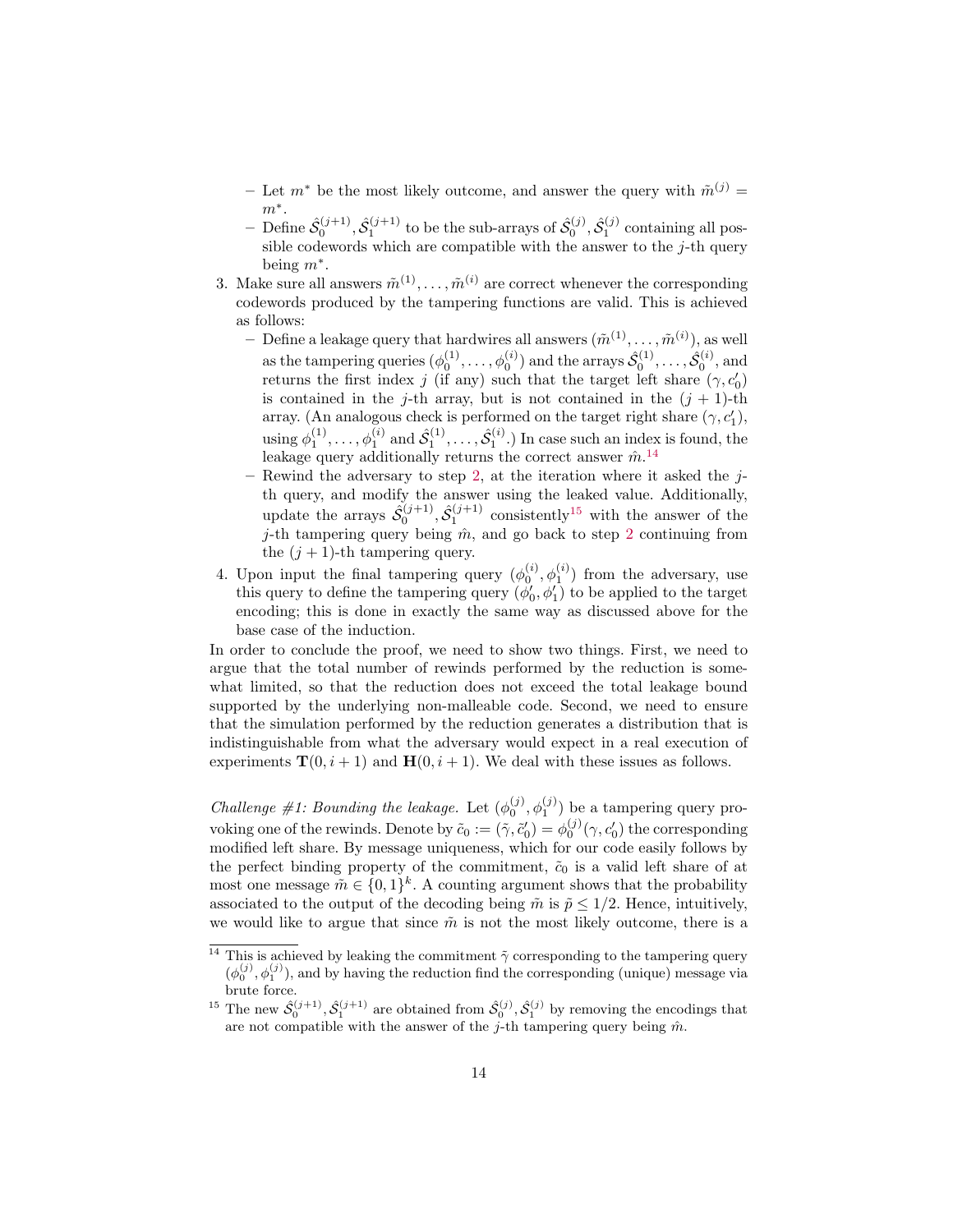- Let $m^*$ be the most likely outcome, and answer the query with $\tilde{m}^{(j)} = m^*$.
   - Define $\hat{\mathcal{S}}_0^{(j+1)}, \hat{\mathcal{S}}_1^{(j+1)}$ to be the sub-arrays of $\hat{\mathcal{S}}_0^{(j)}, \hat{\mathcal{S}}_1^{(j)}$ containing all possible codewords which are compatible with the answer to the $j$-th query being $m^*$.
3. Make sure all answers $\tilde{m}^{(1)}, \ldots, \tilde{m}^{(i)}$ are correct whenever the corresponding codewords produced by the tampering functions are valid. This is achieved as follows:
   - Define a leakage query that hardwires all answers $(\tilde{m}^{(1)}, \ldots, \tilde{m}^{(i)})$, as well as the tampering queries $(\phi_0^{(1)}, \ldots, \phi_0^{(i)})$ and the arrays $\hat{\mathcal{S}}_0^{(1)}, \ldots, \hat{\mathcal{S}}_0^{(i)}$, and returns the first index $j$ (if any) such that the target left share $(\gamma, c'_0)$ is contained in the $j$-th array, but is not contained in the $(j+1)$-th array. (An analogous check is performed on the target right share $(\gamma, c'_1)$, using $\phi_1^{(1)}, \ldots, \phi_1^{(i)}$ and $\hat{\mathcal{S}}_1^{(1)}, \ldots, \hat{\mathcal{S}}_1^{(i)}$.) In case such an index is found, the leakage query additionally returns the correct answer $\hat{m}$.[14]
   - Rewind the adversary to step 2, at the iteration where it asked the $j$-th query, and modify the answer using the leaked value. Additionally, update the arrays $\hat{\mathcal{S}}_0^{(j+1)}, \hat{\mathcal{S}}_1^{(j+1)}$ consistently[15] with the answer of the $j$-th tampering query being $\hat{m}$, and go back to step 2 continuing from the $(j+1)$-th tampering query.
4. Upon input the final tampering query $(\phi_0^{(i)}, \phi_1^{(i)})$ from the adversary, use this query to define the tampering query $(\phi'_0, \phi'_1)$ to be applied to the target encoding; this is done in exactly the same way as discussed above for the base case of the induction.

In order to conclude the proof, we need to show two things. First, we need to argue that the total number of rewinds performed by the reduction is somewhat limited, so that the reduction does not exceed the total leakage bound supported by the underlying non-malleable code. Second, we need to ensure that the simulation performed by the reduction generates a distribution that is indistinguishable from what the adversary would expect in a real execution of experiments $\mathbf{T}(0, i+1)$ and $\mathbf{H}(0, i+1)$. We deal with these issues as follows.

*Challenge #1: Bounding the leakage.* Let $(\phi_0^{(j)}, \phi_1^{(j)})$ be a tampering query provoking one of the rewinds. Denote by $\tilde{c}_0 := (\tilde{\gamma}, \tilde{c}'_0) = \phi_0^{(j)}(\gamma, c'_0)$ the corresponding modified left share. By message uniqueness, which for our code easily follows by the perfect binding property of the commitment, $\tilde{c}_0$ is a valid left share of at most one message $\tilde{m} \in \{0,1\}^k$. A counting argument shows that the probability associated to the output of the decoding being $\tilde{m}$ is $\tilde{p} \leq 1/2$. Hence, intuitively, we would like to argue that since $\tilde{m}$ is not the most likely outcome, there is a

[14] This is achieved by leaking the commitment $\tilde{\gamma}$ corresponding to the tampering query $(\phi_0^{(j)}, \phi_1^{(j)})$, and by having the reduction find the corresponding (unique) message via brute force.

[15] The new $\hat{\mathcal{S}}_0^{(j+1)}, \hat{\mathcal{S}}_1^{(j+1)}$ are obtained from $\hat{\mathcal{S}}_0^{(j)}, \hat{\mathcal{S}}_1^{(j)}$ by removing the encodings that are not compatible with the answer of the $j$-th tampering query being $\hat{m}$.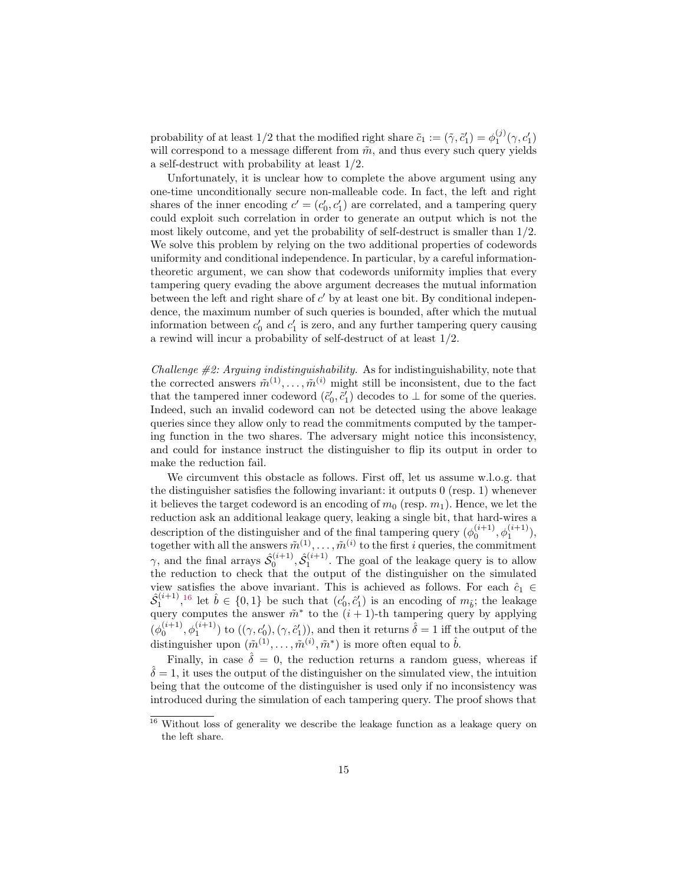probability of at least 1/2 that the modified right share $\tilde{c}_1 := (\tilde{\gamma}, \tilde{c}'_1) = \phi_1^{(j)}(\gamma, c'_1)$ will correspond to a message different from $\tilde{m}$, and thus every such query yields a self-destruct with probability at least 1/2.

Unfortunately, it is unclear how to complete the above argument using any one-time unconditionally secure non-malleable code. In fact, the left and right shares of the inner encoding $c' = (c'_0, c'_1)$ are correlated, and a tampering query could exploit such correlation in order to generate an output which is not the most likely outcome, and yet the probability of self-destruct is smaller than 1/2. We solve this problem by relying on the two additional properties of codewords uniformity and conditional independence. In particular, by a careful information-theoretic argument, we can show that codewords uniformity implies that every tampering query evading the above argument decreases the mutual information between the left and right share of $c'$ by at least one bit. By conditional independence, the maximum number of such queries is bounded, after which the mutual information between $c'_0$ and $c'_1$ is zero, and any further tampering query causing a rewind will incur a probability of self-destruct of at least 1/2.

*Challenge #2: Arguing indistinguishability.* As for indistinguishability, note that the corrected answers $\tilde{m}^{(1)}, \ldots, \tilde{m}^{(i)}$ might still be inconsistent, due to the fact that the tampered inner codeword $(\tilde{c}'_0, \tilde{c}'_1)$ decodes to $\perp$ for some of the queries. Indeed, such an invalid codeword can not be detected using the above leakage queries since they allow only to read the commitments computed by the tampering function in the two shares. The adversary might notice this inconsistency, and could for instance instruct the distinguisher to flip its output in order to make the reduction fail.

We circumvent this obstacle as follows. First off, let us assume w.l.o.g. that the distinguisher satisfies the following invariant: it outputs 0 (resp. 1) whenever it believes the target codeword is an encoding of $m_0$ (resp. $m_1$). Hence, we let the reduction ask an additional leakage query, leaking a single bit, that hard-wires a description of the distinguisher and of the final tampering query $(\phi_0^{(i+1)}, \phi_1^{(i+1)})$, together with all the answers $\tilde{m}^{(1)}, \ldots, \tilde{m}^{(i)}$ to the first $i$ queries, the commitment $\gamma$, and the final arrays $\hat{\mathcal{S}}_0^{(i+1)}, \hat{\mathcal{S}}_1^{(i+1)}$. The goal of the leakage query is to allow the reduction to check that the output of the distinguisher on the simulated view satisfies the above invariant. This is achieved as follows. For each $\hat{c}_1 \in \hat{\mathcal{S}}_1^{(i+1)}$,[16] let $\hat{b} \in \{0,1\}$ be such that $(c'_0, \hat{c}'_1)$ is an encoding of $m_{\hat{b}}$; the leakage query computes the answer $\tilde{m}^*$ to the $(i+1)$-th tampering query by applying $(\phi_0^{(i+1)}, \phi_1^{(i+1)})$ to $((\gamma, c'_0), (\gamma, \hat{c}'_1))$, and then it returns $\hat{\delta} = 1$ iff the output of the distinguisher upon $(\tilde{m}^{(1)}, \ldots, \tilde{m}^{(i)}, \tilde{m}^*)$ is more often equal to $\hat{b}$.

Finally, in case $\hat{\delta} = 0$, the reduction returns a random guess, whereas if $\hat{\delta} = 1$, it uses the output of the distinguisher on the simulated view, the intuition being that the outcome of the distinguisher is used only if no inconsistency was introduced during the simulation of each tampering query. The proof shows that

[16] Without loss of generality we describe the leakage function as a leakage query on the left share.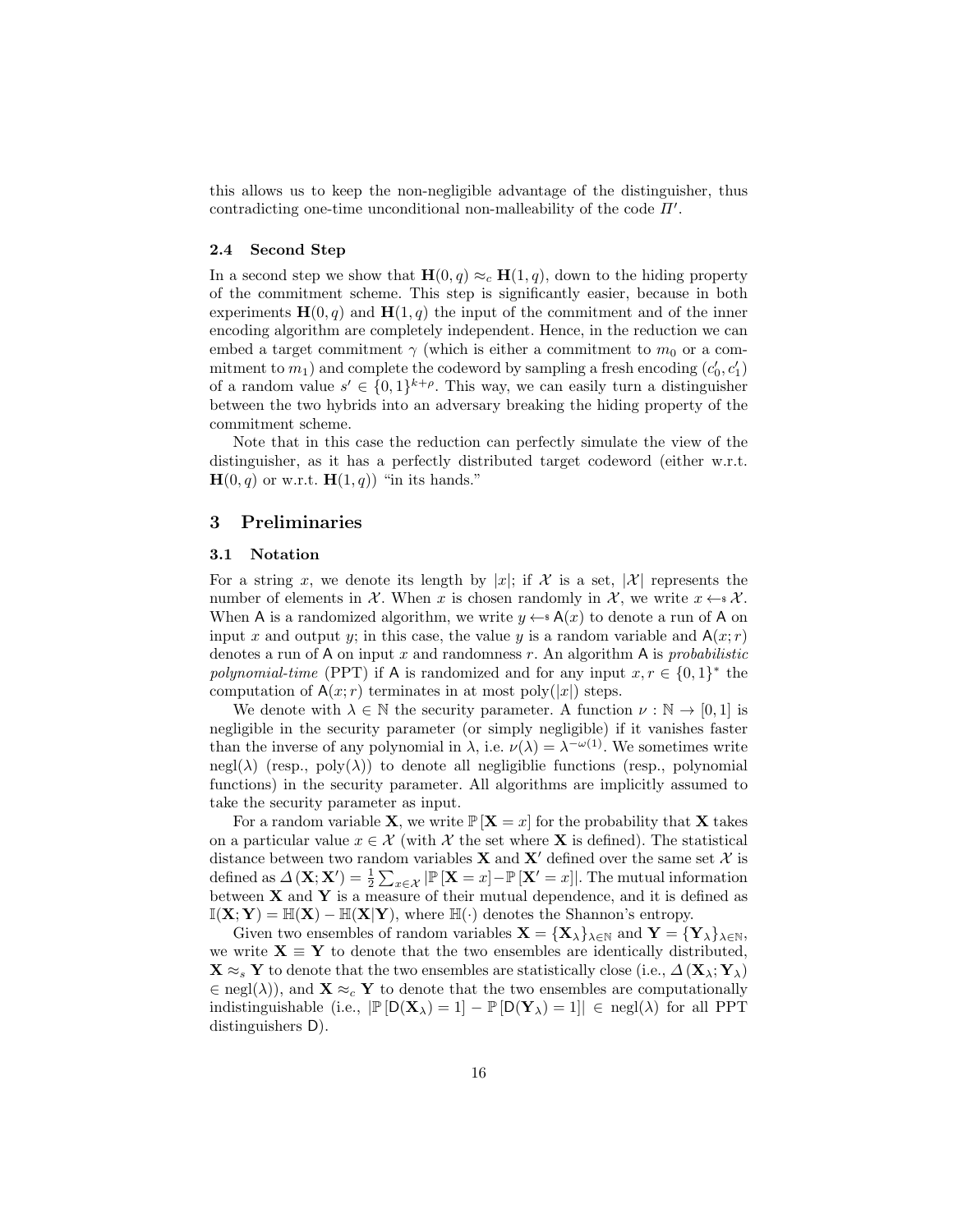this allows us to keep the non-negligible advantage of the distinguisher, thus contradicting one-time unconditional non-malleability of the code $\Pi'$.

### 2.4 Second Step

In a second step we show that $\mathbf{H}(0, q) \approx_c \mathbf{H}(1, q)$, down to the hiding property of the commitment scheme. This step is significantly easier, because in both experiments $\mathbf{H}(0, q)$ and $\mathbf{H}(1, q)$ the input of the commitment and of the inner encoding algorithm are completely independent. Hence, in the reduction we can embed a target commitment $\gamma$ (which is either a commitment to $m_0$ or a commitment to $m_1$) and complete the codeword by sampling a fresh encoding $(c'_0, c'_1)$ of a random value $s' \in \{0,1\}^{k+\rho}$. This way, we can easily turn a distinguisher between the two hybrids into an adversary breaking the hiding property of the commitment scheme.

Note that in this case the reduction can perfectly simulate the view of the distinguisher, as it has a perfectly distributed target codeword (either w.r.t. $\mathbf{H}(0, q)$ or w.r.t. $\mathbf{H}(1, q)$) "in its hands."

## 3 Preliminaries

### 3.1 Notation

For a string $x$, we denote its length by $|x|$; if $\mathcal{X}$ is a set, $|\mathcal{X}|$ represents the number of elements in $\mathcal{X}$. When $x$ is chosen randomly in $\mathcal{X}$, we write $x \leftarrow\!\!\$\ \mathcal{X}$. When $\mathsf{A}$ is a randomized algorithm, we write $y \leftarrow\!\!\$\ \mathsf{A}(x)$ to denote a run of $\mathsf{A}$ on input $x$ and output $y$; in this case, the value $y$ is a random variable and $\mathsf{A}(x; r)$ denotes a run of $\mathsf{A}$ on input $x$ and randomness $r$. An algorithm $\mathsf{A}$ is *probabilistic polynomial-time* (PPT) if $\mathsf{A}$ is randomized and for any input $x, r \in \{0,1\}^*$ the computation of $\mathsf{A}(x; r)$ terminates in at most $\text{poly}(|x|)$ steps.

We denote with $\lambda \in \mathbb{N}$ the security parameter. A function $\nu : \mathbb{N} \to [0, 1]$ is negligible in the security parameter (or simply negligible) if it vanishes faster than the inverse of any polynomial in $\lambda$, i.e. $\nu(\lambda) = \lambda^{-\omega(1)}$. We sometimes write $\text{negl}(\lambda)$ (resp., $\text{poly}(\lambda)$) to denote all negligiblie functions (resp., polynomial functions) in the security parameter. All algorithms are implicitly assumed to take the security parameter as input.

For a random variable $\mathbf{X}$, we write $\mathbb{P}[\mathbf{X} = x]$ for the probability that $\mathbf{X}$ takes on a particular value $x \in \mathcal{X}$ (with $\mathcal{X}$ the set where $\mathbf{X}$ is defined). The statistical distance between two random variables $\mathbf{X}$ and $\mathbf{X}'$ defined over the same set $\mathcal{X}$ is defined as $\Delta(\mathbf{X}; \mathbf{X}') = \frac{1}{2} \sum_{x \in \mathcal{X}} |\mathbb{P}[\mathbf{X} = x] - \mathbb{P}[\mathbf{X}' = x]|$. The mutual information between $\mathbf{X}$ and $\mathbf{Y}$ is a measure of their mutual dependence, and it is defined as $\mathbb{I}(\mathbf{X}; \mathbf{Y}) = \mathbb{H}(\mathbf{X}) - \mathbb{H}(\mathbf{X}|\mathbf{Y})$, where $\mathbb{H}(\cdot)$ denotes the Shannon's entropy.

Given two ensembles of random variables $\mathbf{X} = \{\mathbf{X}_\lambda\}_{\lambda \in \mathbb{N}}$ and $\mathbf{Y} = \{\mathbf{Y}_\lambda\}_{\lambda \in \mathbb{N}}$, we write $\mathbf{X} \equiv \mathbf{Y}$ to denote that the two ensembles are identically distributed, $\mathbf{X} \approx_s \mathbf{Y}$ to denote that the two ensembles are statistically close (i.e., $\Delta(\mathbf{X}_\lambda; \mathbf{Y}_\lambda) \in \text{negl}(\lambda)$), and $\mathbf{X} \approx_c \mathbf{Y}$ to denote that the two ensembles are computationally indistinguishable (i.e., $|\mathbb{P}[\mathsf{D}(\mathbf{X}_\lambda) = 1] - \mathbb{P}[\mathsf{D}(\mathbf{Y}_\lambda) = 1]| \in \text{negl}(\lambda)$ for all PPT distinguishers $\mathsf{D}$).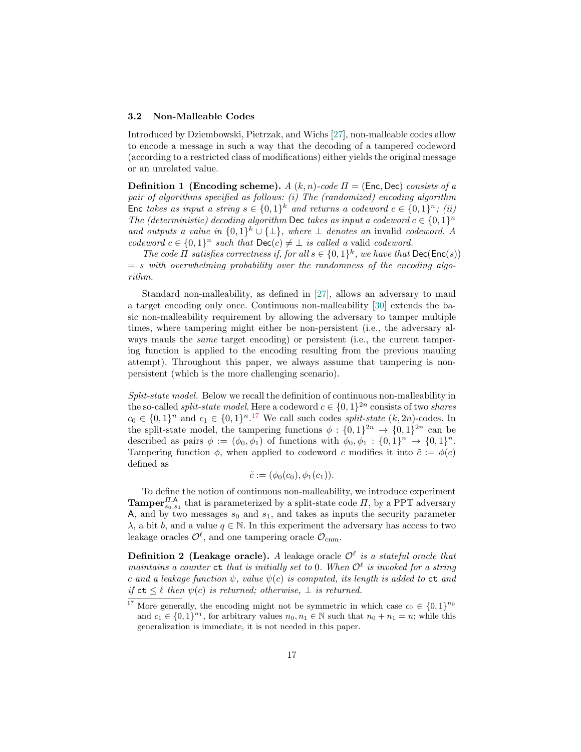### 3.2 Non-Malleable Codes

Introduced by Dziembowski, Pietrzak, and Wichs [27], non-malleable codes allow to encode a message in such a way that the decoding of a tampered codeword (according to a restricted class of modifications) either yields the original message or an unrelated value.

**Definition 1 (Encoding scheme).** *A $(k, n)$-code $\Pi = (\mathsf{Enc}, \mathsf{Dec})$ consists of a pair of algorithms specified as follows: (i) The (randomized) encoding algorithm* $\mathsf{Enc}$ *takes as input a string $s \in \{0,1\}^k$ and returns a codeword $c \in \{0,1\}^n$; (ii) The (deterministic) decoding algorithm* $\mathsf{Dec}$ *takes as input a codeword $c \in \{0,1\}^n$ and outputs a value in $\{0,1\}^k \cup \{\bot\}$, where $\bot$ denotes an* invalid *codeword. A codeword $c \in \{0,1\}^n$ such that $\mathsf{Dec}(c) \neq \bot$ is called a* valid *codeword.*

*The code $\Pi$ satisfies correctness if, for all $s \in \{0,1\}^k$, we have that $\mathsf{Dec}(\mathsf{Enc}(s)) = s$ with overwhelming probability over the randomness of the encoding algorithm.*

Standard non-malleability, as defined in [27], allows an adversary to maul a target encoding only once. Continuous non-malleability [30] extends the basic non-malleability requirement by allowing the adversary to tamper multiple times, where tampering might either be non-persistent (i.e., the adversary always mauls the *same* target encoding) or persistent (i.e., the current tampering function is applied to the encoding resulting from the previous mauling attempt). Throughout this paper, we always assume that tampering is non-persistent (which is the more challenging scenario).

*Split-state model.* Below we recall the definition of continuous non-malleability in the so-called *split-state model*. Here a codeword $c \in \{0,1\}^{2n}$ consists of two *shares* $c_0 \in \{0,1\}^n$ and $c_1 \in \{0,1\}^n$.[17] We call such codes *split-state* $(k, 2n)$-codes. In the split-state model, the tampering functions $\phi : \{0,1\}^{2n} \to \{0,1\}^{2n}$ can be described as pairs $\phi := (\phi_0, \phi_1)$ of functions with $\phi_0, \phi_1 : \{0,1\}^n \to \{0,1\}^n$. Tampering function $\phi$, when applied to codeword $c$ modifies it into $\tilde{c} := \phi(c)$ defined as

$$\tilde{c} := (\phi_0(c_0), \phi_1(c_1)).$$

To define the notion of continuous non-malleability, we introduce experiment $\mathbf{Tamper}^{\Pi,\mathsf{A}}_{s_0,s_1}$ that is parameterized by a split-state code $\Pi$, by a PPT adversary $\mathsf{A}$, and by two messages $s_0$ and $s_1$, and takes as inputs the security parameter $\lambda$, a bit $b$, and a value $q \in \mathbb{N}$. In this experiment the adversary has access to two leakage oracles $\mathcal{O}^\ell$, and one tampering oracle $\mathcal{O}_{\text{cnm}}$.

**Definition 2 (Leakage oracle).** *A* leakage oracle *$\mathcal{O}^\ell$ is a stateful oracle that maintains a counter $\mathtt{ct}$ that is initially set to $0$. When $\mathcal{O}^\ell$ is invoked for a string $c$ and a leakage function $\psi$, value $\psi(c)$ is computed, its length is added to $\mathtt{ct}$ and if $\mathtt{ct} \leq \ell$ then $\psi(c)$ is returned; otherwise, $\bot$ is returned.*

[17] More generally, the encoding might not be symmetric in which case $c_0 \in \{0,1\}^{n_0}$ and $c_1 \in \{0,1\}^{n_1}$, for arbitrary values $n_0, n_1 \in \mathbb{N}$ such that $n_0 + n_1 = n$; while this generalization is immediate, it is not needed in this paper.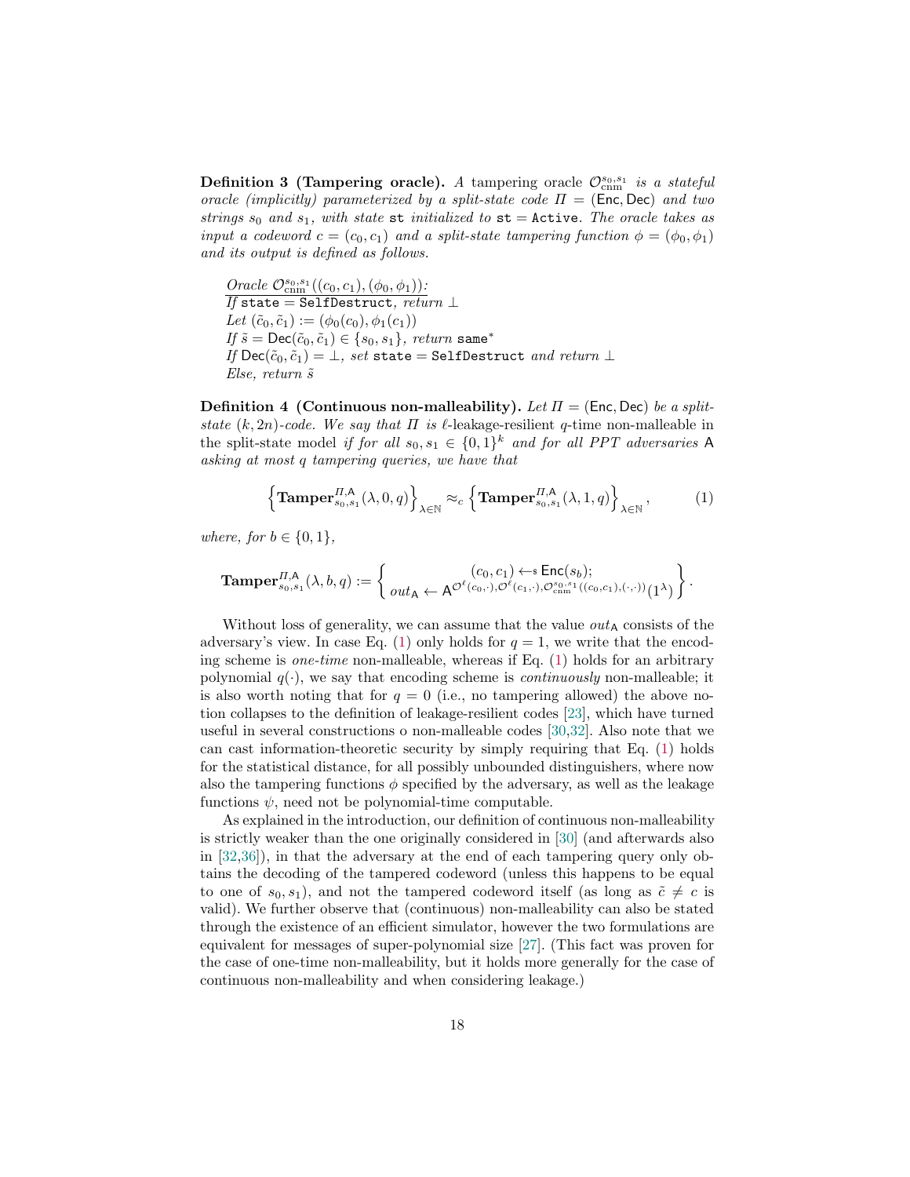**Definition 3 (Tampering oracle).** *A* tampering oracle $\mathcal{O}_{\text{cnm}}^{s_0,s_1}$ *is a stateful oracle (implicitly) parameterized by a split-state code* $\Pi = (\mathsf{Enc}, \mathsf{Dec})$ *and two strings* $s_0$ *and* $s_1$*, with state* $\mathtt{st}$ *initialized to* $\mathtt{st} = \mathtt{Active}$*. The oracle takes as input a codeword* $c = (c_0, c_1)$ *and a split-state tampering function* $\phi = (\phi_0, \phi_1)$ *and its output is defined as follows.*

*Oracle* $\mathcal{O}_{\text{cnm}}^{s_0,s_1}((c_0, c_1), (\phi_0, \phi_1))$*:*
*If* $\mathtt{state} = \mathtt{SelfDestruct}$*, return* $\perp$
*Let* $(\tilde{c}_0, \tilde{c}_1) := (\phi_0(c_0), \phi_1(c_1))$
*If* $\tilde{s} = \mathsf{Dec}(\tilde{c}_0, \tilde{c}_1) \in \{s_0, s_1\}$*, return* $\mathtt{same}^*$
*If* $\mathsf{Dec}(\tilde{c}_0, \tilde{c}_1) = \perp$*, set* $\mathtt{state} = \mathtt{SelfDestruct}$ *and return* $\perp$
*Else, return* $\tilde{s}$

**Definition 4 (Continuous non-malleability).** *Let* $\Pi = (\mathsf{Enc}, \mathsf{Dec})$ *be a split-state* $(k, 2n)$*-code. We say that* $\Pi$ *is* $\ell$-leakage-resilient $q$-time non-malleable in the split-state model *if for all* $s_0, s_1 \in \{0,1\}^k$ *and for all PPT adversaries* $\mathsf{A}$ *asking at most* $q$ *tampering queries, we have that*

$$\left\{\mathbf{Tamper}_{s_0,s_1}^{\Pi,\mathsf{A}}(\lambda, 0, q)\right\}_{\lambda \in \mathbb{N}} \approx_c \left\{\mathbf{Tamper}_{s_0,s_1}^{\Pi,\mathsf{A}}(\lambda, 1, q)\right\}_{\lambda \in \mathbb{N}}, \tag{1}$$

*where, for* $b \in \{0,1\}$*,*

$$\mathbf{Tamper}_{s_0,s_1}^{\Pi,\mathsf{A}}(\lambda, b, q) := \left\{ \begin{array}{c} (c_0, c_1) \leftarrow\!\!\$\ \mathsf{Enc}(s_b); \\ out_{\mathsf{A}} \leftarrow \mathsf{A}^{\mathcal{O}^{\ell}(c_0,\cdot), \mathcal{O}^{\ell}(c_1,\cdot), \mathcal{O}_{\text{cnm}}^{s_0,s_1}((c_0,c_1),(\cdot,\cdot))}(1^\lambda) \end{array} \right\}.$$

Without loss of generality, we can assume that the value $out_{\mathsf{A}}$ consists of the adversary's view. In case Eq. (1) only holds for $q = 1$, we write that the encoding scheme is *one-time* non-malleable, whereas if Eq. (1) holds for an arbitrary polynomial $q(\cdot)$, we say that encoding scheme is *continuously* non-malleable; it is also worth noting that for $q = 0$ (i.e., no tampering allowed) the above notion collapses to the definition of leakage-resilient codes [23], which have turned useful in several constructions o non-malleable codes [30,32]. Also note that we can cast information-theoretic security by simply requiring that Eq. (1) holds for the statistical distance, for all possibly unbounded distinguishers, where now also the tampering functions $\phi$ specified by the adversary, as well as the leakage functions $\psi$, need not be polynomial-time computable.

As explained in the introduction, our definition of continuous non-malleability is strictly weaker than the one originally considered in [30] (and afterwards also in [32,36]), in that the adversary at the end of each tampering query only obtains the decoding of the tampered codeword (unless this happens to be equal to one of $s_0, s_1$), and not the tampered codeword itself (as long as $\tilde{c} \neq c$ is valid). We further observe that (continuous) non-malleability can also be stated through the existence of an efficient simulator, however the two formulations are equivalent for messages of super-polynomial size [27]. (This fact was proven for the case of one-time non-malleability, but it holds more generally for the case of continuous non-malleability and when considering leakage.)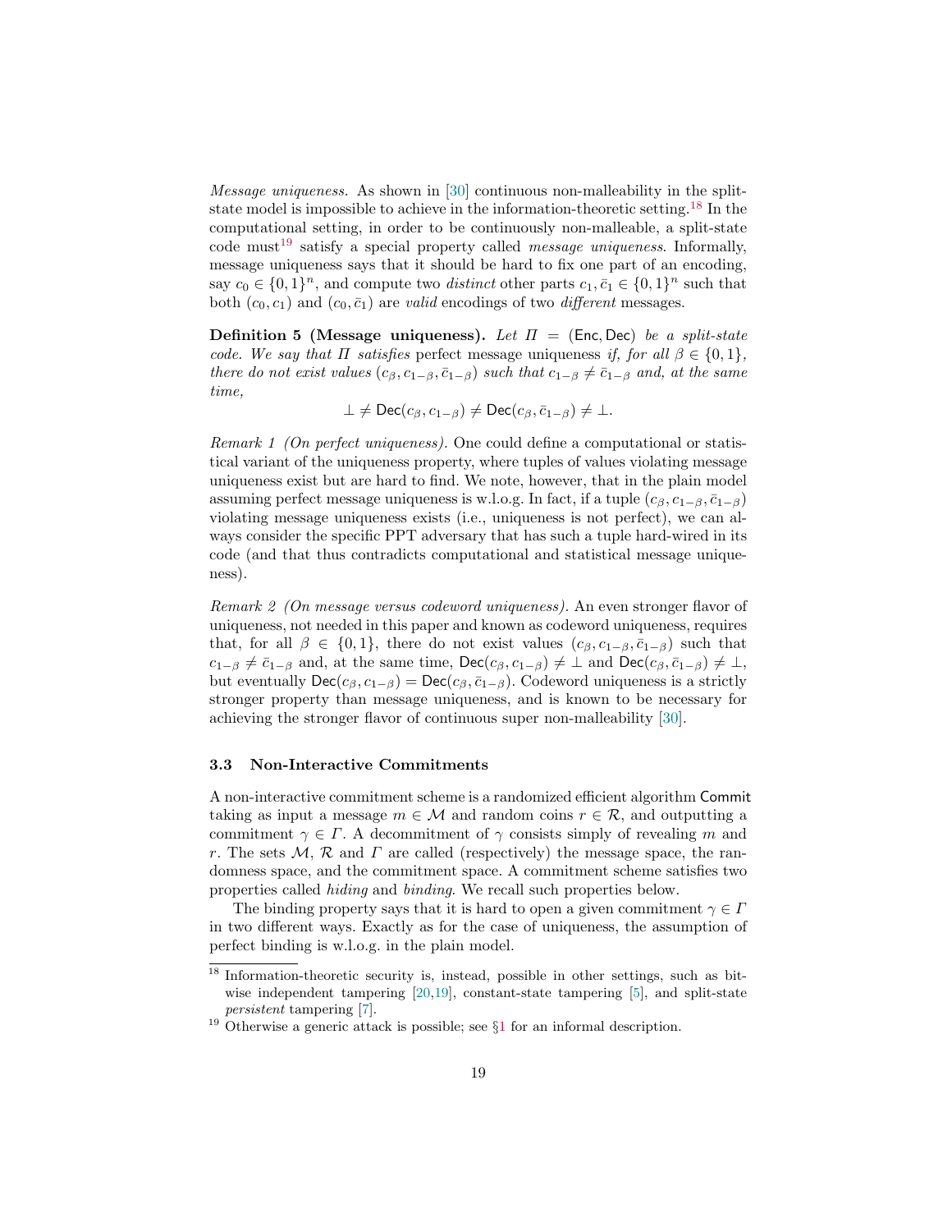*Message uniqueness.* As shown in [30] continuous non-malleability in the split-state model is impossible to achieve in the information-theoretic setting.[18] In the computational setting, in order to be continuously non-malleable, a split-state code must[19] satisfy a special property called *message uniqueness*. Informally, message uniqueness says that it should be hard to fix one part of an encoding, say $c_0 \in \{0,1\}^n$, and compute two *distinct* other parts $c_1, \bar{c}_1 \in \{0,1\}^n$ such that both $(c_0, c_1)$ and $(c_0, \bar{c}_1)$ are *valid* encodings of two *different* messages.

**Definition 5 (Message uniqueness).** *Let $\Pi = (\mathsf{Enc}, \mathsf{Dec})$ be a split-state code. We say that $\Pi$ satisfies* perfect message uniqueness *if, for all $\beta \in \{0,1\}$, there do not exist values $(c_\beta, c_{1-\beta}, \bar{c}_{1-\beta})$ such that $c_{1-\beta} \neq \bar{c}_{1-\beta}$ and, at the same time,*

$$\perp \neq \mathsf{Dec}(c_\beta, c_{1-\beta}) \neq \mathsf{Dec}(c_\beta, \bar{c}_{1-\beta}) \neq \perp.$$

*Remark 1 (On perfect uniqueness).* One could define a computational or statistical variant of the uniqueness property, where tuples of values violating message uniqueness exist but are hard to find. We note, however, that in the plain model assuming perfect message uniqueness is w.l.o.g. In fact, if a tuple $(c_\beta, c_{1-\beta}, \bar{c}_{1-\beta})$ violating message uniqueness exists (i.e., uniqueness is not perfect), we can always consider the specific PPT adversary that has such a tuple hard-wired in its code (and that thus contradicts computational and statistical message uniqueness).

*Remark 2 (On message versus codeword uniqueness).* An even stronger flavor of uniqueness, not needed in this paper and known as codeword uniqueness, requires that, for all $\beta \in \{0,1\}$, there do not exist values $(c_\beta, c_{1-\beta}, \bar{c}_{1-\beta})$ such that $c_{1-\beta} \neq \bar{c}_{1-\beta}$ and, at the same time, $\mathsf{Dec}(c_\beta, c_{1-\beta}) \neq \perp$ and $\mathsf{Dec}(c_\beta, \bar{c}_{1-\beta}) \neq \perp$, but eventually $\mathsf{Dec}(c_\beta, c_{1-\beta}) = \mathsf{Dec}(c_\beta, \bar{c}_{1-\beta})$. Codeword uniqueness is a strictly stronger property than message uniqueness, and is known to be necessary for achieving the stronger flavor of continuous super non-malleability [30].

### 3.3 Non-Interactive Commitments

A non-interactive commitment scheme is a randomized efficient algorithm $\mathsf{Commit}$ taking as input a message $m \in \mathcal{M}$ and random coins $r \in \mathcal{R}$, and outputting a commitment $\gamma \in \Gamma$. A decommitment of $\gamma$ consists simply of revealing $m$ and $r$. The sets $\mathcal{M}$, $\mathcal{R}$ and $\Gamma$ are called (respectively) the message space, the randomness space, and the commitment space. A commitment scheme satisfies two properties called *hiding* and *binding*. We recall such properties below.

The binding property says that it is hard to open a given commitment $\gamma \in \Gamma$ in two different ways. Exactly as for the case of uniqueness, the assumption of perfect binding is w.l.o.g. in the plain model.

[18] Information-theoretic security is, instead, possible in other settings, such as bit-wise independent tampering [20,19], constant-state tampering [5], and split-state *persistent* tampering [7].

[19] Otherwise a generic attack is possible; see §1 for an informal description.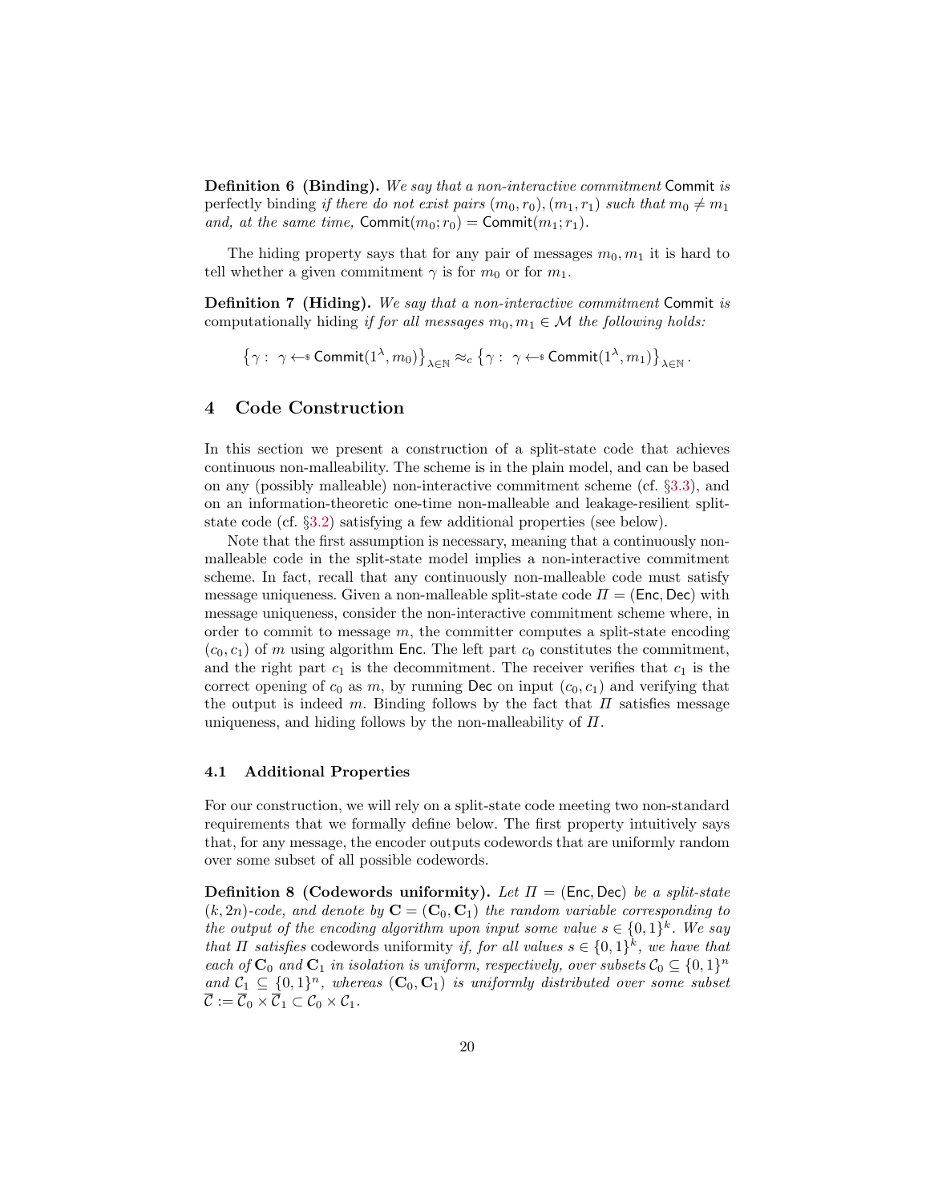**Definition 6 (Binding).** *We say that a non-interactive commitment* Commit *is* perfectly binding *if there do not exist pairs $(m_0, r_0), (m_1, r_1)$ such that $m_0 \neq m_1$ and, at the same time,* $\mathsf{Commit}(m_0; r_0) = \mathsf{Commit}(m_1; r_1)$.

The hiding property says that for any pair of messages $m_0, m_1$ it is hard to tell whether a given commitment $\gamma$ is for $m_0$ or for $m_1$.

**Definition 7 (Hiding).** *We say that a non-interactive commitment* Commit *is* computationally hiding *if for all messages $m_0, m_1 \in \mathcal{M}$ the following holds:*

$$\left\{\gamma : \ \gamma \leftarrow\!\!\$\ \mathsf{Commit}(1^\lambda, m_0)\right\}_{\lambda\in\mathbb{N}} \approx_c \left\{\gamma : \ \gamma \leftarrow\!\!\$\ \mathsf{Commit}(1^\lambda, m_1)\right\}_{\lambda\in\mathbb{N}}.$$

## 4 Code Construction

In this section we present a construction of a split-state code that achieves continuous non-malleability. The scheme is in the plain model, and can be based on any (possibly malleable) non-interactive commitment scheme (cf. §3.3), and on an information-theoretic one-time non-malleable and leakage-resilient split-state code (cf. §3.2) satisfying a few additional properties (see below).

Note that the first assumption is necessary, meaning that a continuously non-malleable code in the split-state model implies a non-interactive commitment scheme. In fact, recall that any continuously non-malleable code must satisfy message uniqueness. Given a non-malleable split-state code $\Pi = (\mathsf{Enc}, \mathsf{Dec})$ with message uniqueness, consider the non-interactive commitment scheme where, in order to commit to message $m$, the committer computes a split-state encoding $(c_0, c_1)$ of $m$ using algorithm Enc. The left part $c_0$ constitutes the commitment, and the right part $c_1$ is the decommitment. The receiver verifies that $c_1$ is the correct opening of $c_0$ as $m$, by running Dec on input $(c_0, c_1)$ and verifying that the output is indeed $m$. Binding follows by the fact that $\Pi$ satisfies message uniqueness, and hiding follows by the non-malleability of $\Pi$.

### 4.1 Additional Properties

For our construction, we will rely on a split-state code meeting two non-standard requirements that we formally define below. The first property intuitively says that, for any message, the encoder outputs codewords that are uniformly random over some subset of all possible codewords.

**Definition 8 (Codewords uniformity).** *Let $\Pi = (\mathsf{Enc}, \mathsf{Dec})$ be a split-state $(k, 2n)$-code, and denote by $\mathbf{C} = (\mathbf{C}_0, \mathbf{C}_1)$ the random variable corresponding to the output of the encoding algorithm upon input some value $s \in \{0,1\}^k$. We say that $\Pi$ satisfies* codewords uniformity *if, for all values $s \in \{0,1\}^k$, we have that each of $\mathbf{C}_0$ and $\mathbf{C}_1$ in isolation is uniform, respectively, over subsets $\mathcal{C}_0 \subseteq \{0,1\}^n$ and $\mathcal{C}_1 \subseteq \{0,1\}^n$, whereas $(\mathbf{C}_0, \mathbf{C}_1)$ is uniformly distributed over some subset $\overline{\mathcal{C}} := \overline{\mathcal{C}}_0 \times \overline{\mathcal{C}}_1 \subset \mathcal{C}_0 \times \mathcal{C}_1$.*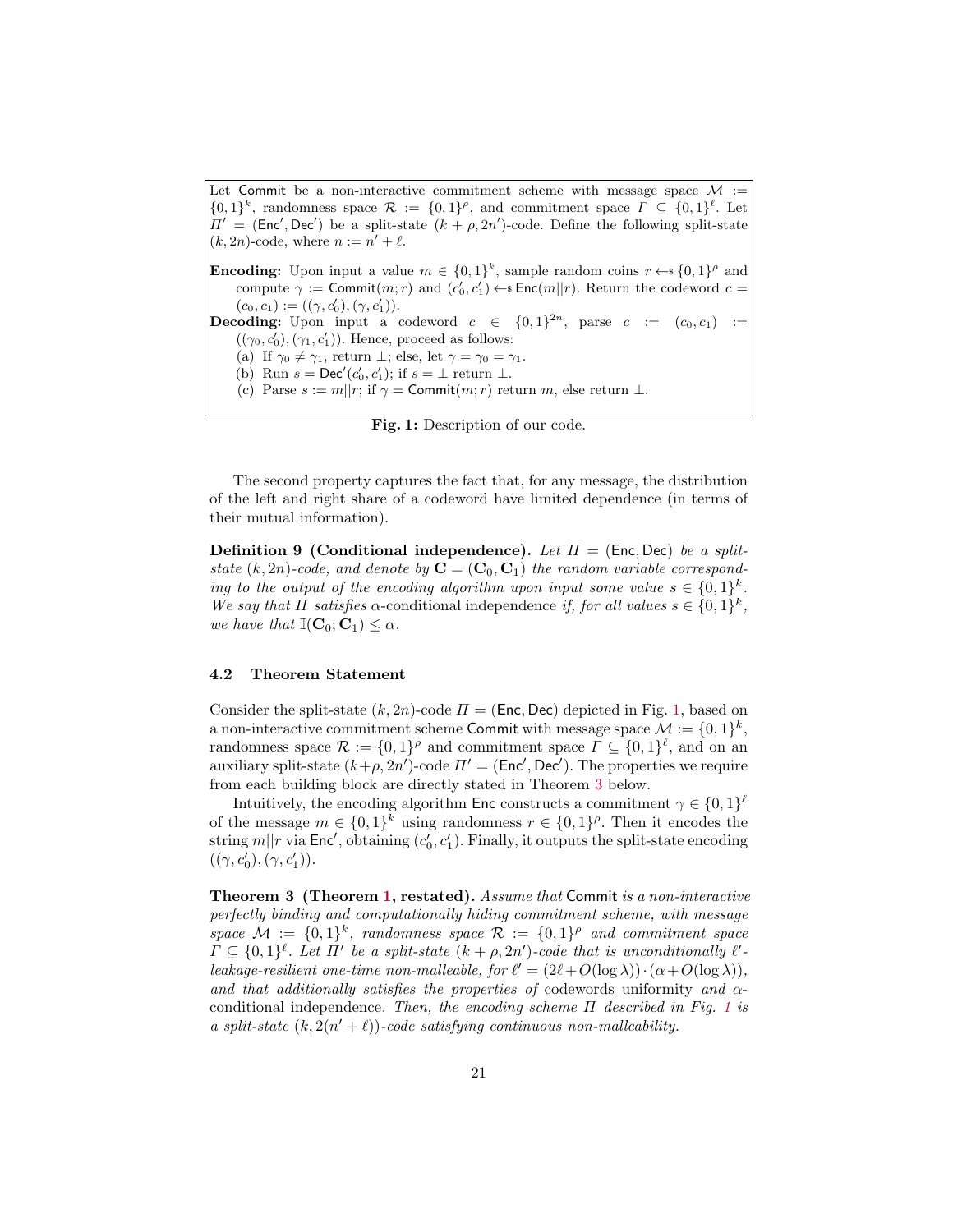> Let $\mathsf{Commit}$ be a non-interactive commitment scheme with message space $\mathcal{M} := \{0,1\}^k$, randomness space $\mathcal{R} := \{0,1\}^\rho$, and commitment space $\Gamma \subseteq \{0,1\}^\ell$. Let $\Pi' = (\mathsf{Enc}', \mathsf{Dec}')$ be a split-state $(k+\rho, 2n')$-code. Define the following split-state $(k, 2n)$-code, where $n := n' + \ell$.
>
> **Encoding:** Upon input a value $m \in \{0,1\}^k$, sample random coins $r \leftarrow\!\!\$\ \{0,1\}^\rho$ and compute $\gamma := \mathsf{Commit}(m; r)$ and $(c_0', c_1') \leftarrow\!\!\$\ \mathsf{Enc}(m||r)$. Return the codeword $c = (c_0, c_1) := ((\gamma, c_0'), (\gamma, c_1'))$.
>
> **Decoding:** Upon input a codeword $c \in \{0,1\}^{2n}$, parse $c := (c_0, c_1) := ((\gamma_0, c_0'), (\gamma_1, c_1'))$. Hence, proceed as follows:
> (a) If $\gamma_0 \neq \gamma_1$, return $\perp$; else, let $\gamma = \gamma_0 = \gamma_1$.
> (b) Run $s = \mathsf{Dec}'(c_0', c_1')$; if $s = \perp$ return $\perp$.
> (c) Parse $s := m||r$; if $\gamma = \mathsf{Commit}(m; r)$ return $m$, else return $\perp$.

**Fig. 1:** Description of our code.

The second property captures the fact that, for any message, the distribution of the left and right share of a codeword have limited dependence (in terms of their mutual information).

**Definition 9 (Conditional independence).** *Let $\Pi = (\mathsf{Enc}, \mathsf{Dec})$ be a split-state $(k, 2n)$-code, and denote by $\mathbf{C} = (\mathbf{C}_0, \mathbf{C}_1)$ the random variable corresponding to the output of the encoding algorithm upon input some value $s \in \{0,1\}^k$. We say that $\Pi$ satisfies $\alpha$-*conditional independence *if, for all values $s \in \{0,1\}^k$, we have that $\mathbb{I}(\mathbf{C}_0; \mathbf{C}_1) \leq \alpha$.*

### 4.2 Theorem Statement

Consider the split-state $(k, 2n)$-code $\Pi = (\mathsf{Enc}, \mathsf{Dec})$ depicted in Fig. 1, based on a non-interactive commitment scheme $\mathsf{Commit}$ with message space $\mathcal{M} := \{0,1\}^k$, randomness space $\mathcal{R} := \{0,1\}^\rho$ and commitment space $\Gamma \subseteq \{0,1\}^\ell$, and on an auxiliary split-state $(k+\rho, 2n')$-code $\Pi' = (\mathsf{Enc}', \mathsf{Dec}')$. The properties we require from each building block are directly stated in Theorem 3 below.

Intuitively, the encoding algorithm $\mathsf{Enc}$ constructs a commitment $\gamma \in \{0,1\}^\ell$ of the message $m \in \{0,1\}^k$ using randomness $r \in \{0,1\}^\rho$. Then it encodes the string $m||r$ via $\mathsf{Enc}'$, obtaining $(c_0', c_1')$. Finally, it outputs the split-state encoding $((\gamma, c_0'), (\gamma, c_1'))$.

**Theorem 3 (Theorem 1, restated).** *Assume that $\mathsf{Commit}$ is a non-interactive perfectly binding and computationally hiding commitment scheme, with message space $\mathcal{M} := \{0,1\}^k$, randomness space $\mathcal{R} := \{0,1\}^\rho$ and commitment space $\Gamma \subseteq \{0,1\}^\ell$. Let $\Pi'$ be a split-state $(k+\rho, 2n')$-code that is unconditionally $\ell'$-leakage-resilient one-time non-malleable, for $\ell' = (2\ell + O(\log\lambda)) \cdot (\alpha + O(\log\lambda))$, and that additionally satisfies the properties of* codewords uniformity *and* $\alpha$-conditional independence*. Then, the encoding scheme $\Pi$ described in Fig. 1 is a split-state $(k, 2(n'+\ell))$-code satisfying continuous non-malleability.*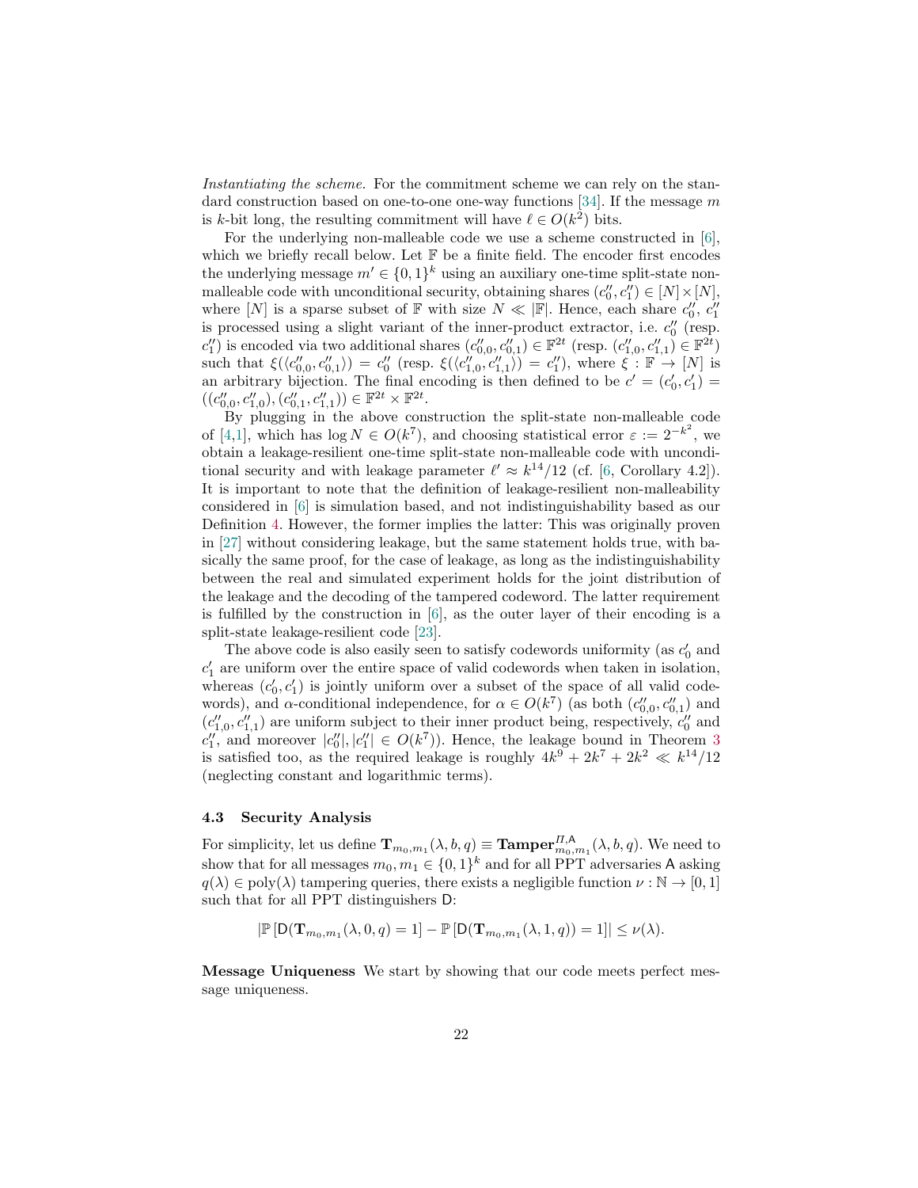*Instantiating the scheme.* For the commitment scheme we can rely on the standard construction based on one-to-one one-way functions [34]. If the message $m$ is $k$-bit long, the resulting commitment will have $\ell \in O(k^2)$ bits.

For the underlying non-malleable code we use a scheme constructed in [6], which we briefly recall below. Let $\mathbb{F}$ be a finite field. The encoder first encodes the underlying message $m' \in \{0,1\}^k$ using an auxiliary one-time split-state non-malleable code with unconditional security, obtaining shares $(c''_0, c''_1) \in [N] \times [N]$, where $[N]$ is a sparse subset of $\mathbb{F}$ with size $N \ll |\mathbb{F}|$. Hence, each share $c''_0$, $c''_1$ is processed using a slight variant of the inner-product extractor, i.e. $c''_0$ (resp. $c''_1$) is encoded via two additional shares $(c''_{0,0}, c''_{0,1}) \in \mathbb{F}^{2t}$ (resp. $(c''_{1,0}, c''_{1,1}) \in \mathbb{F}^{2t}$) such that $\xi(\langle c''_{0,0}, c''_{0,1}\rangle) = c''_0$ (resp. $\xi(\langle c''_{1,0}, c''_{1,1}\rangle) = c''_1$), where $\xi : \mathbb{F} \to [N]$ is an arbitrary bijection. The final encoding is then defined to be $c' = (c'_0, c'_1) = ((c''_{0,0}, c''_{1,0}), (c''_{0,1}, c''_{1,1})) \in \mathbb{F}^{2t} \times \mathbb{F}^{2t}$.

By plugging in the above construction the split-state non-malleable code of [4,1], which has $\log N \in O(k^7)$, and choosing statistical error $\varepsilon := 2^{-k^2}$, we obtain a leakage-resilient one-time split-state non-malleable code with unconditional security and with leakage parameter $\ell' \approx k^{14}/12$ (cf. [6, Corollary 4.2]). It is important to note that the definition of leakage-resilient non-malleability considered in [6] is simulation based, and not indistinguishability based as our Definition 4. However, the former implies the latter: This was originally proven in [27] without considering leakage, but the same statement holds true, with basically the same proof, for the case of leakage, as long as the indistinguishability between the real and simulated experiment holds for the joint distribution of the leakage and the decoding of the tampered codeword. The latter requirement is fulfilled by the construction in [6], as the outer layer of their encoding is a split-state leakage-resilient code [23].

The above code is also easily seen to satisfy codewords uniformity (as $c'_0$ and $c'_1$ are uniform over the entire space of valid codewords when taken in isolation, whereas $(c'_0, c'_1)$ is jointly uniform over a subset of the space of all valid codewords), and $\alpha$-conditional independence, for $\alpha \in O(k^7)$ (as both $(c''_{0,0}, c''_{0,1})$ and $(c''_{1,0}, c''_{1,1})$ are uniform subject to their inner product being, respectively, $c''_0$ and $c''_1$, and moreover $|c''_0|, |c''_1| \in O(k^7)$). Hence, the leakage bound in Theorem 3 is satisfied too, as the required leakage is roughly $4k^9 + 2k^7 + 2k^2 \ll k^{14}/12$ (neglecting constant and logarithmic terms).

### 4.3 Security Analysis

For simplicity, let us define $\mathbf{T}_{m_0,m_1}(\lambda, b, q) \equiv \mathbf{Tamper}^{\Pi,\mathsf{A}}_{m_0,m_1}(\lambda, b, q)$. We need to show that for all messages $m_0, m_1 \in \{0,1\}^k$ and for all PPT adversaries $\mathsf{A}$ asking $q(\lambda) \in \text{poly}(\lambda)$ tampering queries, there exists a negligible function $\nu : \mathbb{N} \to [0,1]$ such that for all PPT distinguishers $\mathsf{D}$:

$$|\mathbb{P}\left[\mathsf{D}(\mathbf{T}_{m_0,m_1}(\lambda, 0, q) = 1\right] - \mathbb{P}\left[\mathsf{D}(\mathbf{T}_{m_0,m_1}(\lambda, 1, q)) = 1\right]| \leq \nu(\lambda).$$

**Message Uniqueness** We start by showing that our code meets perfect message uniqueness.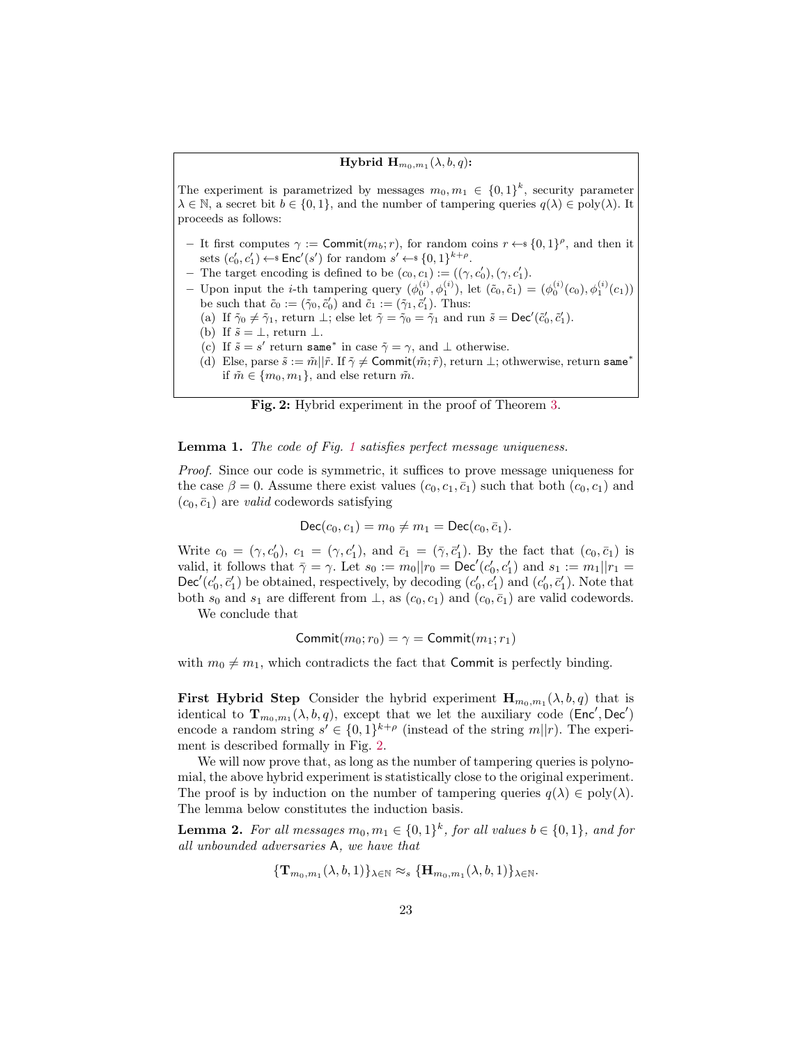**Hybrid $\mathbf{H}_{m_0,m_1}(\lambda, b, q)$:**

The experiment is parametrized by messages $m_0, m_1 \in \{0,1\}^k$, security parameter $\lambda \in \mathbb{N}$, a secret bit $b \in \{0,1\}$, and the number of tampering queries $q(\lambda) \in \text{poly}(\lambda)$. It proceeds as follows:

- It first computes $\gamma := \mathsf{Commit}(m_b; r)$, for random coins $r \leftarrow\!\!\$\, \{0,1\}^\rho$, and then it sets $(c'_0, c'_1) \leftarrow\!\!\$\, \mathsf{Enc}'(s')$ for random $s' \leftarrow\!\!\$\, \{0,1\}^{k+\rho}$.
- The target encoding is defined to be $(c_0, c_1) := ((\gamma, c'_0), (\gamma, c'_1))$.
- Upon input the $i$-th tampering query $(\phi_0^{(i)}, \phi_1^{(i)})$, let $(\tilde{c}_0, \tilde{c}_1) = (\phi_0^{(i)}(c_0), \phi_1^{(i)}(c_1))$ be such that $\tilde{c}_0 := (\tilde{\gamma}_0, \tilde{c}'_0)$ and $\tilde{c}_1 := (\tilde{\gamma}_1, \tilde{c}'_1)$. Thus:
  (a) If $\tilde{\gamma}_0 \neq \tilde{\gamma}_1$, return $\perp$; else let $\tilde{\gamma} = \tilde{\gamma}_0 = \tilde{\gamma}_1$ and run $\tilde{s} = \mathsf{Dec}'(\tilde{c}'_0, \tilde{c}'_1)$.
  (b) If $\tilde{s} = \perp$, return $\perp$.
  (c) If $\tilde{s} = s'$ return $\mathtt{same}^*$ in case $\tilde{\gamma} = \gamma$, and $\perp$ otherwise.
  (d) Else, parse $\tilde{s} := \tilde{m}||\tilde{r}$. If $\tilde{\gamma} \neq \mathsf{Commit}(\tilde{m}; \tilde{r})$, return $\perp$; othwerwise, return $\mathtt{same}^*$ if $\tilde{m} \in \{m_0, m_1\}$, and else return $\tilde{m}$.

**Fig. 2:** Hybrid experiment in the proof of Theorem 3.

**Lemma 1.** *The code of Fig. 1 satisfies perfect message uniqueness.*

*Proof.* Since our code is symmetric, it suffices to prove message uniqueness for the case $\beta = 0$. Assume there exist values $(c_0, c_1, \bar{c}_1)$ such that both $(c_0, c_1)$ and $(c_0, \bar{c}_1)$ are *valid* codewords satisfying

$$\mathsf{Dec}(c_0, c_1) = m_0 \neq m_1 = \mathsf{Dec}(c_0, \bar{c}_1).$$

Write $c_0 = (\gamma, c'_0)$, $c_1 = (\gamma, c'_1)$, and $\bar{c}_1 = (\bar{\gamma}, \bar{c}'_1)$. By the fact that $(c_0, \bar{c}_1)$ is valid, it follows that $\bar{\gamma} = \gamma$. Let $s_0 := m_0||r_0 = \mathsf{Dec}'(c'_0, c'_1)$ and $s_1 := m_1||r_1 = \mathsf{Dec}'(c'_0, \bar{c}'_1)$ be obtained, respectively, by decoding $(c'_0, c'_1)$ and $(c'_0, \bar{c}'_1)$. Note that both $s_0$ and $s_1$ are different from $\perp$, as $(c_0, c_1)$ and $(c_0, \bar{c}_1)$ are valid codewords.

We conclude that

$$\mathsf{Commit}(m_0; r_0) = \gamma = \mathsf{Commit}(m_1; r_1)$$

with $m_0 \neq m_1$, which contradicts the fact that $\mathsf{Commit}$ is perfectly binding.

**First Hybrid Step** Consider the hybrid experiment $\mathbf{H}_{m_0,m_1}(\lambda, b, q)$ that is identical to $\mathbf{T}_{m_0,m_1}(\lambda, b, q)$, except that we let the auxiliary code $(\mathsf{Enc}', \mathsf{Dec}')$ encode a random string $s' \in \{0,1\}^{k+\rho}$ (instead of the string $m||r$). The experiment is described formally in Fig. 2.

We will now prove that, as long as the number of tampering queries is polynomial, the above hybrid experiment is statistically close to the original experiment. The proof is by induction on the number of tampering queries $q(\lambda) \in \text{poly}(\lambda)$. The lemma below constitutes the induction basis.

**Lemma 2.** *For all messages $m_0, m_1 \in \{0,1\}^k$, for all values $b \in \{0,1\}$, and for all unbounded adversaries* A*, we have that*

$$\{\mathbf{T}_{m_0,m_1}(\lambda, b, 1)\}_{\lambda \in \mathbb{N}} \approx_s \{\mathbf{H}_{m_0,m_1}(\lambda, b, 1)\}_{\lambda \in \mathbb{N}}.$$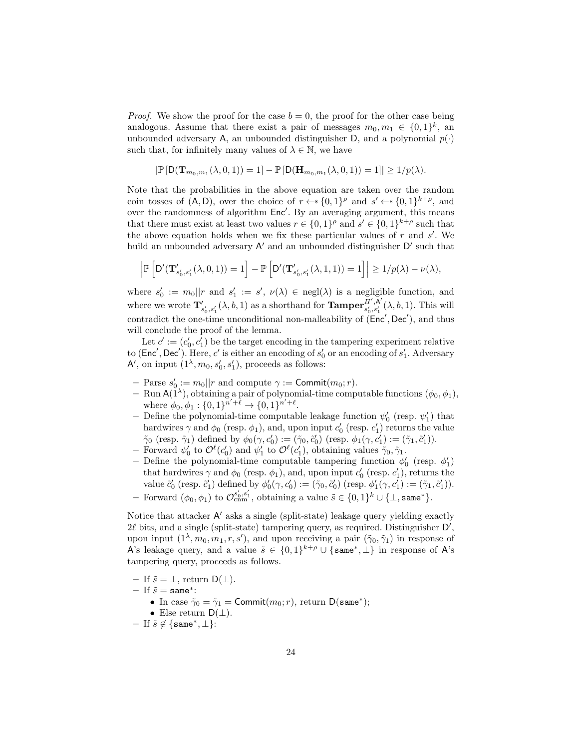*Proof.* We show the proof for the case $b = 0$, the proof for the other case being analogous. Assume that there exist a pair of messages $m_0, m_1 \in \{0,1\}^k$, an unbounded adversary $\mathsf{A}$, an unbounded distinguisher $\mathsf{D}$, and a polynomial $p(\cdot)$ such that, for infinitely many values of $\lambda \in \mathbb{N}$, we have

$$|\mathbb{P}[\mathsf{D}(\mathbf{T}_{m_0,m_1}(\lambda, 0, 1)) = 1] - \mathbb{P}[\mathsf{D}(\mathbf{H}_{m_0,m_1}(\lambda, 0, 1)) = 1]| \geq 1/p(\lambda).$$

Note that the probabilities in the above equation are taken over the random coin tosses of $(\mathsf{A}, \mathsf{D})$, over the choice of $r \leftarrow\$ \{0,1\}^\rho$ and $s' \leftarrow\$ \{0,1\}^{k+\rho}$, and over the randomness of algorithm $\mathsf{Enc}'$. By an averaging argument, this means that there must exist at least two values $r \in \{0,1\}^\rho$ and $s' \in \{0,1\}^{k+\rho}$ such that the above equation holds when we fix these particular values of $r$ and $s'$. We build an unbounded adversary $\mathsf{A}'$ and an unbounded distinguisher $\mathsf{D}'$ such that

$$\left|\mathbb{P}\left[\mathsf{D}'(\mathbf{T}'_{s'_0,s'_1}(\lambda, 0, 1)) = 1\right] - \mathbb{P}\left[\mathsf{D}'(\mathbf{T}'_{s'_0,s'_1}(\lambda, 1, 1)) = 1\right]\right| \geq 1/p(\lambda) - \nu(\lambda),$$

where $s'_0 := m_0||r$ and $s'_1 := s'$, $\nu(\lambda) \in \text{negl}(\lambda)$ is a negligible function, and where we wrote $\mathbf{T}'_{s'_0,s'_1}(\lambda, b, 1)$ as a shorthand for $\mathbf{Tamper}^{\Pi',\mathsf{A}'}_{s'_0,s'_1}(\lambda, b, 1)$. This will contradict the one-time unconditional non-malleability of $(\mathsf{Enc}', \mathsf{Dec}')$, and thus will conclude the proof of the lemma.

Let $c' := (c'_0, c'_1)$ be the target encoding in the tampering experiment relative to $(\mathsf{Enc}', \mathsf{Dec}')$. Here, $c'$ is either an encoding of $s'_0$ or an encoding of $s'_1$. Adversary $\mathsf{A}'$, on input $(1^\lambda, m_0, s'_0, s'_1)$, proceeds as follows:

- Parse $s'_0 := m_0||r$ and compute $\gamma := \mathsf{Commit}(m_0; r)$.
- Run $\mathsf{A}(1^\lambda)$, obtaining a pair of polynomial-time computable functions $(\phi_0, \phi_1)$, where $\phi_0, \phi_1 : \{0,1\}^{n'+\ell} \to \{0,1\}^{n'+\ell}$.
- Define the polynomial-time computable leakage function $\psi'_0$ (resp. $\psi'_1$) that hardwires $\gamma$ and $\phi_0$ (resp. $\phi_1$), and, upon input $c'_0$ (resp. $c'_1$) returns the value $\tilde{\gamma}_0$ (resp. $\tilde{\gamma}_1$) defined by $\phi_0(\gamma, c'_0) := (\tilde{\gamma}_0, \tilde{c}'_0)$ (resp. $\phi_1(\gamma, c'_1) := (\tilde{\gamma}_1, \tilde{c}'_1)$).
- Forward $\psi'_0$ to $\mathcal{O}^\ell(c'_0)$ and $\psi'_1$ to $\mathcal{O}^\ell(c'_1)$, obtaining values $\tilde{\gamma}_0, \tilde{\gamma}_1$.
- Define the polynomial-time computable tampering function $\phi'_0$ (resp. $\phi'_1$) that hardwires $\gamma$ and $\phi_0$ (resp. $\phi_1$), and, upon input $c'_0$ (resp. $c'_1$), returns the value $\tilde{c}'_0$ (resp. $\tilde{c}'_1$) defined by $\phi'_0(\gamma, c'_0) := (\tilde{\gamma}_0, \tilde{c}'_0)$ (resp. $\phi'_1(\gamma, c'_1) := (\tilde{\gamma}_1, \tilde{c}'_1)$).
- Forward $(\phi_0, \phi_1)$ to $\mathcal{O}^{s'_0,s'_1}_{\text{cnm}}$, obtaining a value $\tilde{s} \in \{0,1\}^k \cup \{\bot, \mathtt{same}^*\}$.

Notice that attacker $\mathsf{A}'$ asks a single (split-state) leakage query yielding exactly $2\ell$ bits, and a single (split-state) tampering query, as required. Distinguisher $\mathsf{D}'$, upon input $(1^\lambda, m_0, m_1, r, s')$, and upon receiving a pair $(\tilde{\gamma}_0, \tilde{\gamma}_1)$ in response of $\mathsf{A}$'s leakage query, and a value $\tilde{s} \in \{0,1\}^{k+\rho} \cup \{\mathtt{same}^*, \bot\}$ in response of $\mathsf{A}$'s tampering query, proceeds as follows.

- If $\tilde{s} = \bot$, return $\mathsf{D}(\bot)$.
- If $\tilde{s} = \mathtt{same}^*$:
  - In case $\tilde{\gamma}_0 = \tilde{\gamma}_1 = \mathsf{Commit}(m_0; r)$, return $\mathsf{D}(\mathtt{same}^*)$;
  - Else return $\mathsf{D}(\bot)$.
- If $\tilde{s} \notin \{\mathtt{same}^*, \bot\}$: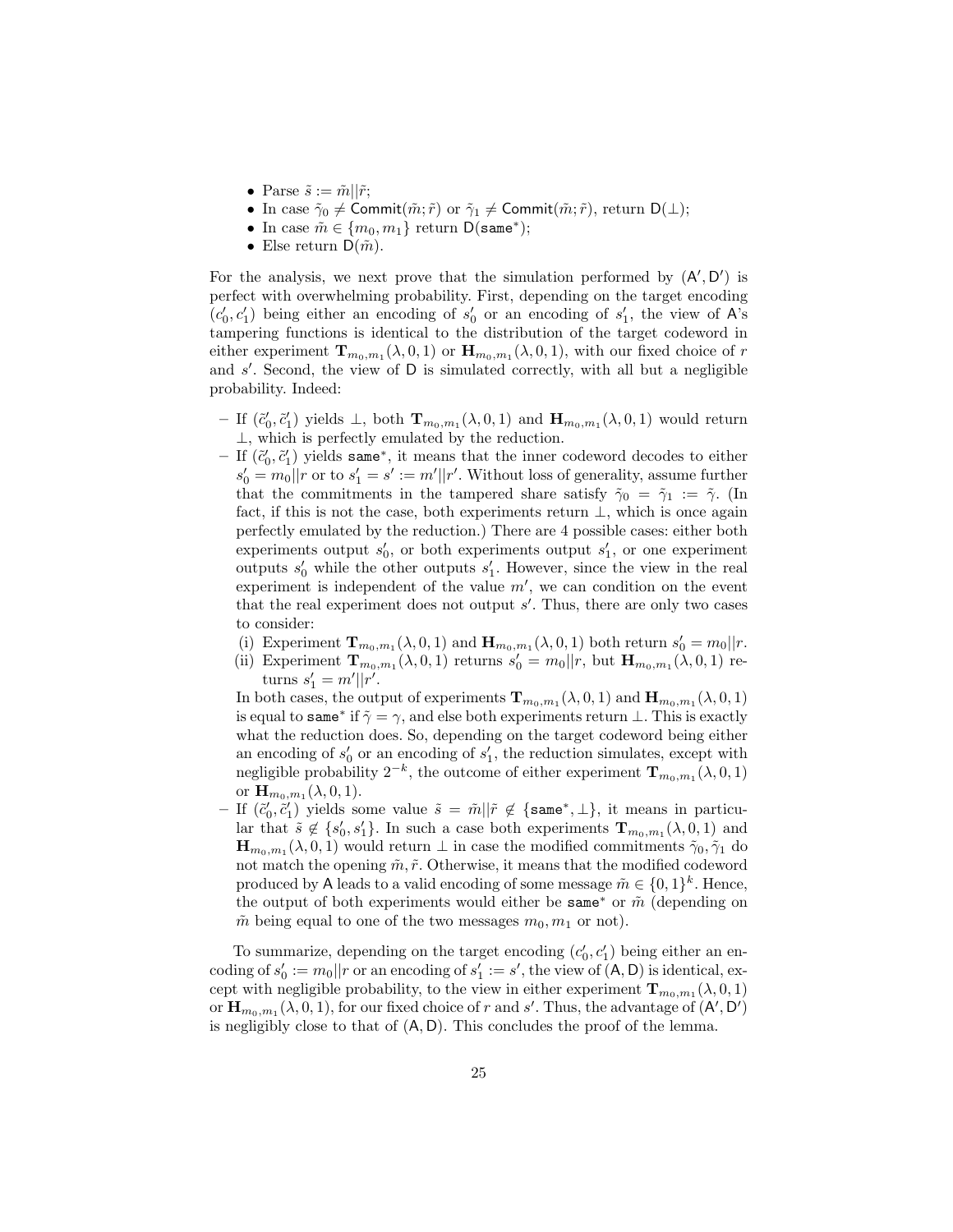- Parse $\tilde{s} := \tilde{m}||\tilde{r}$;
- In case $\tilde{\gamma}_0 \neq \mathsf{Commit}(\tilde{m}; \tilde{r})$ or $\tilde{\gamma}_1 \neq \mathsf{Commit}(\tilde{m}; \tilde{r})$, return $\mathsf{D}(\bot)$;
- In case $\tilde{m} \in \{m_0, m_1\}$ return $\mathsf{D}(\mathtt{same}^*)$;
- Else return $\mathsf{D}(\tilde{m})$.

For the analysis, we next prove that the simulation performed by $(\mathsf{A}', \mathsf{D}')$ is perfect with overwhelming probability. First, depending on the target encoding $(c_0', c_1')$ being either an encoding of $s_0'$ or an encoding of $s_1'$, the view of $\mathsf{A}$'s tampering functions is identical to the distribution of the target codeword in either experiment $\mathbf{T}_{m_0,m_1}(\lambda, 0, 1)$ or $\mathbf{H}_{m_0,m_1}(\lambda, 0, 1)$, with our fixed choice of $r$ and $s'$. Second, the view of $\mathsf{D}$ is simulated correctly, with all but a negligible probability. Indeed:

- If $(\tilde{c}_0', \tilde{c}_1')$ yields $\bot$, both $\mathbf{T}_{m_0,m_1}(\lambda, 0, 1)$ and $\mathbf{H}_{m_0,m_1}(\lambda, 0, 1)$ would return $\bot$, which is perfectly emulated by the reduction.
- If $(\tilde{c}_0', \tilde{c}_1')$ yields $\mathtt{same}^*$, it means that the inner codeword decodes to either $s_0' = m_0||r$ or to $s_1' = s' := m'||r'$. Without loss of generality, assume further that the commitments in the tampered share satisfy $\tilde{\gamma}_0 = \tilde{\gamma}_1 := \tilde{\gamma}$. (In fact, if this is not the case, both experiments return $\bot$, which is once again perfectly emulated by the reduction.) There are 4 possible cases: either both experiments output $s_0'$, or both experiments output $s_1'$, or one experiment outputs $s_0'$ while the other outputs $s_1'$. However, since the view in the real experiment is independent of the value $m'$, we can condition on the event that the real experiment does not output $s'$. Thus, there are only two cases to consider:
  (i) Experiment $\mathbf{T}_{m_0,m_1}(\lambda, 0, 1)$ and $\mathbf{H}_{m_0,m_1}(\lambda, 0, 1)$ both return $s_0' = m_0||r$.
  (ii) Experiment $\mathbf{T}_{m_0,m_1}(\lambda, 0, 1)$ returns $s_0' = m_0||r$, but $\mathbf{H}_{m_0,m_1}(\lambda, 0, 1)$ returns $s_1' = m'||r'$.

  In both cases, the output of experiments $\mathbf{T}_{m_0,m_1}(\lambda, 0, 1)$ and $\mathbf{H}_{m_0,m_1}(\lambda, 0, 1)$ is equal to $\mathtt{same}^*$ if $\tilde{\gamma} = \gamma$, and else both experiments return $\bot$. This is exactly what the reduction does. So, depending on the target codeword being either an encoding of $s_0'$ or an encoding of $s_1'$, the reduction simulates, except with negligible probability $2^{-k}$, the outcome of either experiment $\mathbf{T}_{m_0,m_1}(\lambda, 0, 1)$ or $\mathbf{H}_{m_0,m_1}(\lambda, 0, 1)$.
- If $(\tilde{c}_0', \tilde{c}_1')$ yields some value $\tilde{s} = \tilde{m}||\tilde{r} \notin \{\mathtt{same}^*, \bot\}$, it means in particular that $\tilde{s} \notin \{s_0', s_1'\}$. In such a case both experiments $\mathbf{T}_{m_0,m_1}(\lambda, 0, 1)$ and $\mathbf{H}_{m_0,m_1}(\lambda, 0, 1)$ would return $\bot$ in case the modified commitments $\tilde{\gamma}_0, \tilde{\gamma}_1$ do not match the opening $\tilde{m}, \tilde{r}$. Otherwise, it means that the modified codeword produced by $\mathsf{A}$ leads to a valid encoding of some message $\tilde{m} \in \{0,1\}^k$. Hence, the output of both experiments would either be $\mathtt{same}^*$ or $\tilde{m}$ (depending on $\tilde{m}$ being equal to one of the two messages $m_0, m_1$ or not).

To summarize, depending on the target encoding $(c_0', c_1')$ being either an encoding of $s_0' := m_0||r$ or an encoding of $s_1' := s'$, the view of $(\mathsf{A}, \mathsf{D})$ is identical, except with negligible probability, to the view in either experiment $\mathbf{T}_{m_0,m_1}(\lambda, 0, 1)$ or $\mathbf{H}_{m_0,m_1}(\lambda, 0, 1)$, for our fixed choice of $r$ and $s'$. Thus, the advantage of $(\mathsf{A}', \mathsf{D}')$ is negligibly close to that of $(\mathsf{A}, \mathsf{D})$. This concludes the proof of the lemma.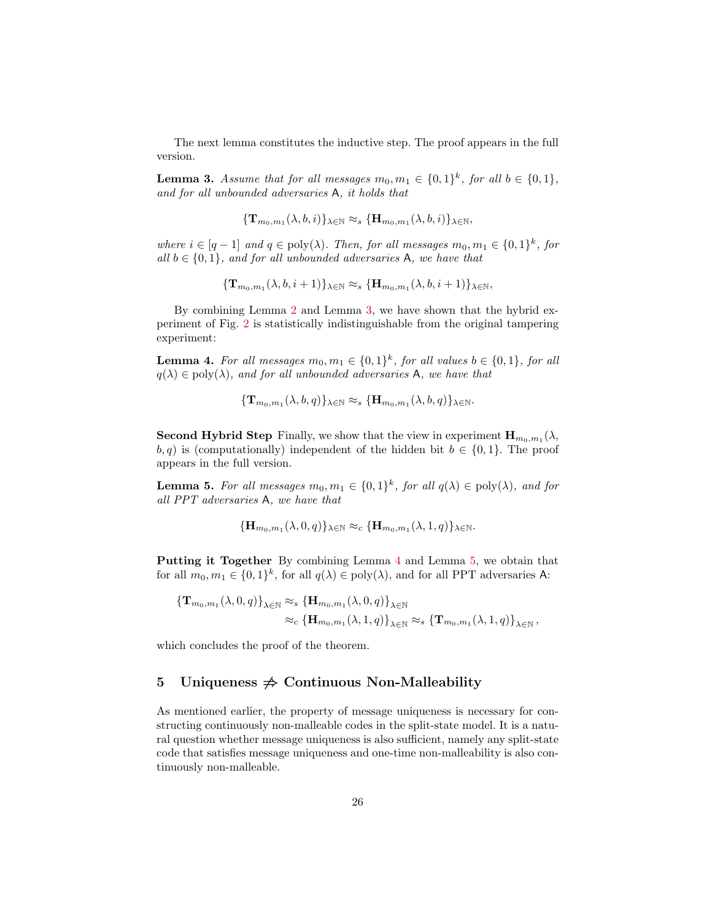The next lemma constitutes the inductive step. The proof appears in the full version.

**Lemma 3.** *Assume that for all messages $m_0, m_1 \in \{0,1\}^k$, for all $b \in \{0,1\}$, and for all unbounded adversaries* $\mathsf{A}$*, it holds that*

$$\{\mathbf{T}_{m_0,m_1}(\lambda, b, i)\}_{\lambda\in\mathbb{N}} \approx_s \{\mathbf{H}_{m_0,m_1}(\lambda, b, i)\}_{\lambda\in\mathbb{N}},$$

*where $i \in [q-1]$ and $q \in \mathrm{poly}(\lambda)$. Then, for all messages $m_0, m_1 \in \{0,1\}^k$, for all $b \in \{0,1\}$, and for all unbounded adversaries* $\mathsf{A}$*, we have that*

$$\{\mathbf{T}_{m_0,m_1}(\lambda, b, i+1)\}_{\lambda\in\mathbb{N}} \approx_s \{\mathbf{H}_{m_0,m_1}(\lambda, b, i+1)\}_{\lambda\in\mathbb{N}},$$

By combining Lemma 2 and Lemma 3, we have shown that the hybrid experiment of Fig. 2 is statistically indistinguishable from the original tampering experiment:

**Lemma 4.** *For all messages $m_0, m_1 \in \{0,1\}^k$, for all values $b \in \{0,1\}$, for all $q(\lambda) \in \mathrm{poly}(\lambda)$, and for all unbounded adversaries* $\mathsf{A}$*, we have that*

$$\{\mathbf{T}_{m_0,m_1}(\lambda, b, q)\}_{\lambda\in\mathbb{N}} \approx_s \{\mathbf{H}_{m_0,m_1}(\lambda, b, q)\}_{\lambda\in\mathbb{N}}.$$

**Second Hybrid Step** Finally, we show that the view in experiment $\mathbf{H}_{m_0,m_1}(\lambda, b, q)$ is (computationally) independent of the hidden bit $b \in \{0,1\}$. The proof appears in the full version.

**Lemma 5.** *For all messages $m_0, m_1 \in \{0,1\}^k$, for all $q(\lambda) \in \mathrm{poly}(\lambda)$, and for all PPT adversaries* $\mathsf{A}$*, we have that*

$$\{\mathbf{H}_{m_0,m_1}(\lambda, 0, q)\}_{\lambda\in\mathbb{N}} \approx_c \{\mathbf{H}_{m_0,m_1}(\lambda, 1, q)\}_{\lambda\in\mathbb{N}}.$$

**Putting it Together** By combining Lemma 4 and Lemma 5, we obtain that for all $m_0, m_1 \in \{0,1\}^k$, for all $q(\lambda) \in \mathrm{poly}(\lambda)$, and for all PPT adversaries $\mathsf{A}$:

$$\begin{aligned}\{\mathbf{T}_{m_0,m_1}(\lambda, 0, q)\}_{\lambda\in\mathbb{N}} &\approx_s \{\mathbf{H}_{m_0,m_1}(\lambda, 0, q)\}_{\lambda\in\mathbb{N}} \\ &\approx_c \{\mathbf{H}_{m_0,m_1}(\lambda, 1, q)\}_{\lambda\in\mathbb{N}} \approx_s \{\mathbf{T}_{m_0,m_1}(\lambda, 1, q)\}_{\lambda\in\mathbb{N}},\end{aligned}$$

which concludes the proof of the theorem.

## 5 Uniqueness $\not\Rightarrow$ Continuous Non-Malleability

As mentioned earlier, the property of message uniqueness is necessary for constructing continuously non-malleable codes in the split-state model. It is a natural question whether message uniqueness is also sufficient, namely any split-state code that satisfies message uniqueness and one-time non-malleability is also continuously non-malleable.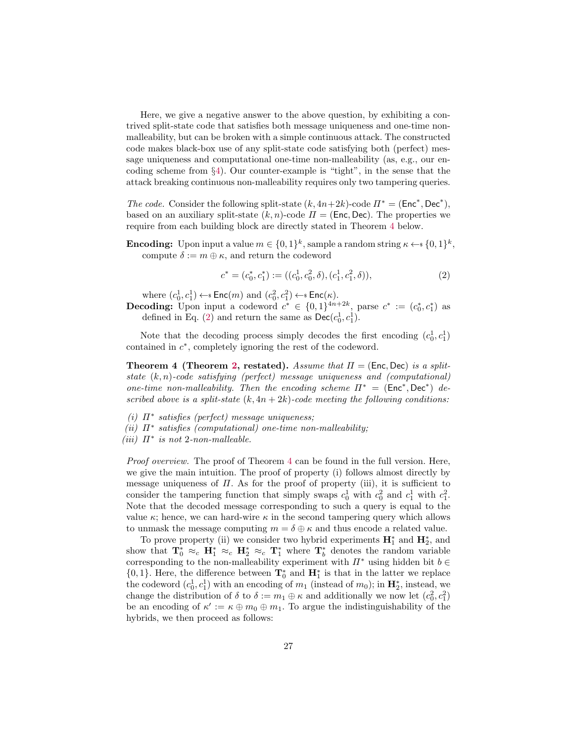Here, we give a negative answer to the above question, by exhibiting a contrived split-state code that satisfies both message uniqueness and one-time non-malleability, but can be broken with a simple continuous attack. The constructed code makes black-box use of any split-state code satisfying both (perfect) message uniqueness and computational one-time non-malleability (as, e.g., our encoding scheme from §4). Our counter-example is "tight", in the sense that the attack breaking continuous non-malleability requires only two tampering queries.

*The code.* Consider the following split-state $(k, 4n+2k)$-code $\Pi^* = (\mathsf{Enc}^*, \mathsf{Dec}^*)$, based on an auxiliary split-state $(k, n)$-code $\Pi = (\mathsf{Enc}, \mathsf{Dec})$. The properties we require from each building block are directly stated in Theorem 4 below.

**Encoding:** Upon input a value $m \in \{0,1\}^k$, sample a random string $\kappa \leftarrow\!\!\$\ \{0,1\}^k$, compute $\delta := m \oplus \kappa$, and return the codeword

$$c^* = (c_0^*, c_1^*) := ((c_0^1, c_0^2, \delta), (c_1^1, c_1^2, \delta)), \tag{2}$$

where $(c_0^1, c_1^1) \leftarrow\!\!\$\ \mathsf{Enc}(m)$ and $(c_0^2, c_1^2) \leftarrow\!\!\$\ \mathsf{Enc}(\kappa)$.

**Decoding:** Upon input a codeword $c^* \in \{0,1\}^{4n+2k}$, parse $c^* := (c_0^*, c_1^*)$ as defined in Eq. (2) and return the same as $\mathsf{Dec}(c_0^1, c_1^1)$.

Note that the decoding process simply decodes the first encoding $(c_0^1, c_1^1)$ contained in $c^*$, completely ignoring the rest of the codeword.

**Theorem 4 (Theorem 2, restated).** *Assume that $\Pi = (\mathsf{Enc}, \mathsf{Dec})$ is a split-state $(k, n)$-code satisfying (perfect) message uniqueness and (computational) one-time non-malleability. Then the encoding scheme $\Pi^* = (\mathsf{Enc}^*, \mathsf{Dec}^*)$ described above is a split-state $(k, 4n+2k)$-code meeting the following conditions:*

*(i) $\Pi^*$ satisfies (perfect) message uniqueness;*
*(ii) $\Pi^*$ satisfies (computational) one-time non-malleability;*
*(iii) $\Pi^*$ is not 2-non-malleable.*

*Proof overview.* The proof of Theorem 4 can be found in the full version. Here, we give the main intuition. The proof of property (i) follows almost directly by message uniqueness of $\Pi$. As for the proof of property (iii), it is sufficient to consider the tampering function that simply swaps $c_0^1$ with $c_0^2$ and $c_1^1$ with $c_1^2$. Note that the decoded message corresponding to such a query is equal to the value $\kappa$; hence, we can hard-wire $\kappa$ in the second tampering query which allows to unmask the message computing $m = \delta \oplus \kappa$ and thus encode a related value.

To prove property (ii) we consider two hybrid experiments $\mathbf{H}_1^*$ and $\mathbf{H}_2^*$, and show that $\mathbf{T}_0^* \approx_c \mathbf{H}_1^* \approx_c \mathbf{H}_2^* \approx_c \mathbf{T}_1^*$ where $\mathbf{T}_b^*$ denotes the random variable corresponding to the non-malleability experiment with $\Pi^*$ using hidden bit $b \in \{0,1\}$. Here, the difference between $\mathbf{T}_0^*$ and $\mathbf{H}_1^*$ is that in the latter we replace the codeword $(c_0^1, c_1^1)$ with an encoding of $m_1$ (instead of $m_0$); in $\mathbf{H}_2^*$, instead, we change the distribution of $\delta$ to $\delta := m_1 \oplus \kappa$ and additionally we now let $(c_0^2, c_1^2)$ be an encoding of $\kappa' := \kappa \oplus m_0 \oplus m_1$. To argue the indistinguishability of the hybrids, we then proceed as follows: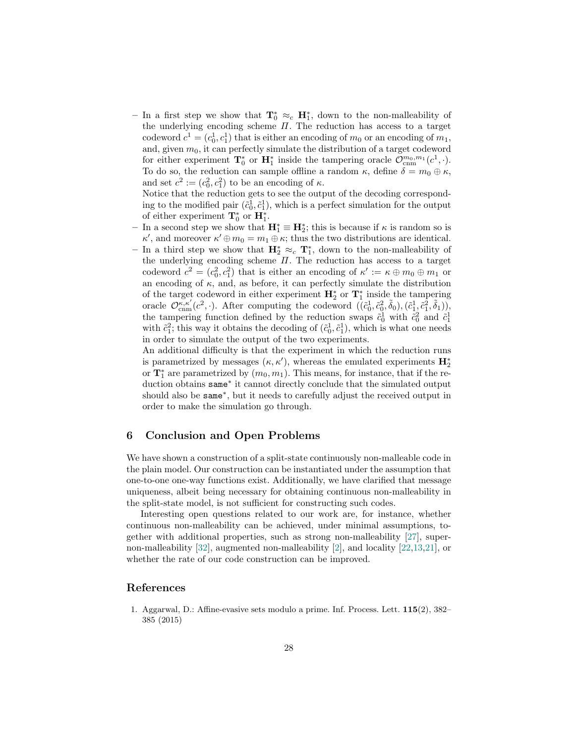- In a first step we show that $\mathbf{T}_0^* \approx_c \mathbf{H}_1^*$, down to the non-malleability of the underlying encoding scheme $\Pi$. The reduction has access to a target codeword $c^1 = (c_0^1, c_1^1)$ that is either an encoding of $m_0$ or an encoding of $m_1$, and, given $m_0$, it can perfectly simulate the distribution of a target codeword for either experiment $\mathbf{T}_0^*$ or $\mathbf{H}_1^*$ inside the tampering oracle $\mathcal{O}_{\mathrm{cnm}}^{m_0,m_1}(c^1, \cdot)$. To do so, the reduction can sample offline a random $\kappa$, define $\delta = m_0 \oplus \kappa$, and set $c^2 := (c_0^2, c_1^2)$ to be an encoding of $\kappa$.
  Notice that the reduction gets to see the output of the decoding corresponding to the modified pair $(\tilde{c}_0^1, \tilde{c}_1^1)$, which is a perfect simulation for the output of either experiment $\mathbf{T}_0^*$ or $\mathbf{H}_1^*$.
- In a second step we show that $\mathbf{H}_1^* \equiv \mathbf{H}_2^*$; this is because if $\kappa$ is random so is $\kappa'$, and moreover $\kappa' \oplus m_0 = m_1 \oplus \kappa$; thus the two distributions are identical.
- In a third step we show that $\mathbf{H}_2^* \approx_c \mathbf{T}_1^*$, down to the non-malleability of the underlying encoding scheme $\Pi$. The reduction has access to a target codeword $c^2 = (c_0^2, c_1^2)$ that is either an encoding of $\kappa' := \kappa \oplus m_0 \oplus m_1$ or an encoding of $\kappa$, and, as before, it can perfectly simulate the distribution of the target codeword in either experiment $\mathbf{H}_2^*$ or $\mathbf{T}_1^*$ inside the tampering oracle $\mathcal{O}_{\mathrm{cnm}}^{\kappa,\kappa'}(c^2, \cdot)$. After computing the codeword $((\tilde{c}_0^1, \tilde{c}_0^2, \tilde{\delta}_0), (\tilde{c}_1^1, \tilde{c}_1^2, \tilde{\delta}_1))$, the tampering function defined by the reduction swaps $\tilde{c}_0^1$ with $\tilde{c}_0^2$ and $\tilde{c}_1^1$ with $\tilde{c}_1^2$; this way it obtains the decoding of $(\tilde{c}_0^1, \tilde{c}_1^1)$, which is what one needs in order to simulate the output of the two experiments.
  An additional difficulty is that the experiment in which the reduction runs is parametrized by messages $(\kappa, \kappa')$, whereas the emulated experiments $\mathbf{H}_2^*$ or $\mathbf{T}_1^*$ are parametrized by $(m_0, m_1)$. This means, for instance, that if the reduction obtains $\mathtt{same}^*$ it cannot directly conclude that the simulated output should also be $\mathtt{same}^*$, but it needs to carefully adjust the received output in order to make the simulation go through.

## 6 Conclusion and Open Problems

We have shown a construction of a split-state continuously non-malleable code in the plain model. Our construction can be instantiated under the assumption that one-to-one one-way functions exist. Additionally, we have clarified that message uniqueness, albeit being necessary for obtaining continuous non-malleability in the split-state model, is not sufficient for constructing such codes.

Interesting open questions related to our work are, for instance, whether continuous non-malleability can be achieved, under minimal assumptions, together with additional properties, such as strong non-malleability [27], super-non-malleability [32], augmented non-malleability [2], and locality [22,13,21], or whether the rate of our code construction can be improved.

## References

1. Aggarwal, D.: Affine-evasive sets modulo a prime. Inf. Process. Lett. **115**(2), 382–385 (2015)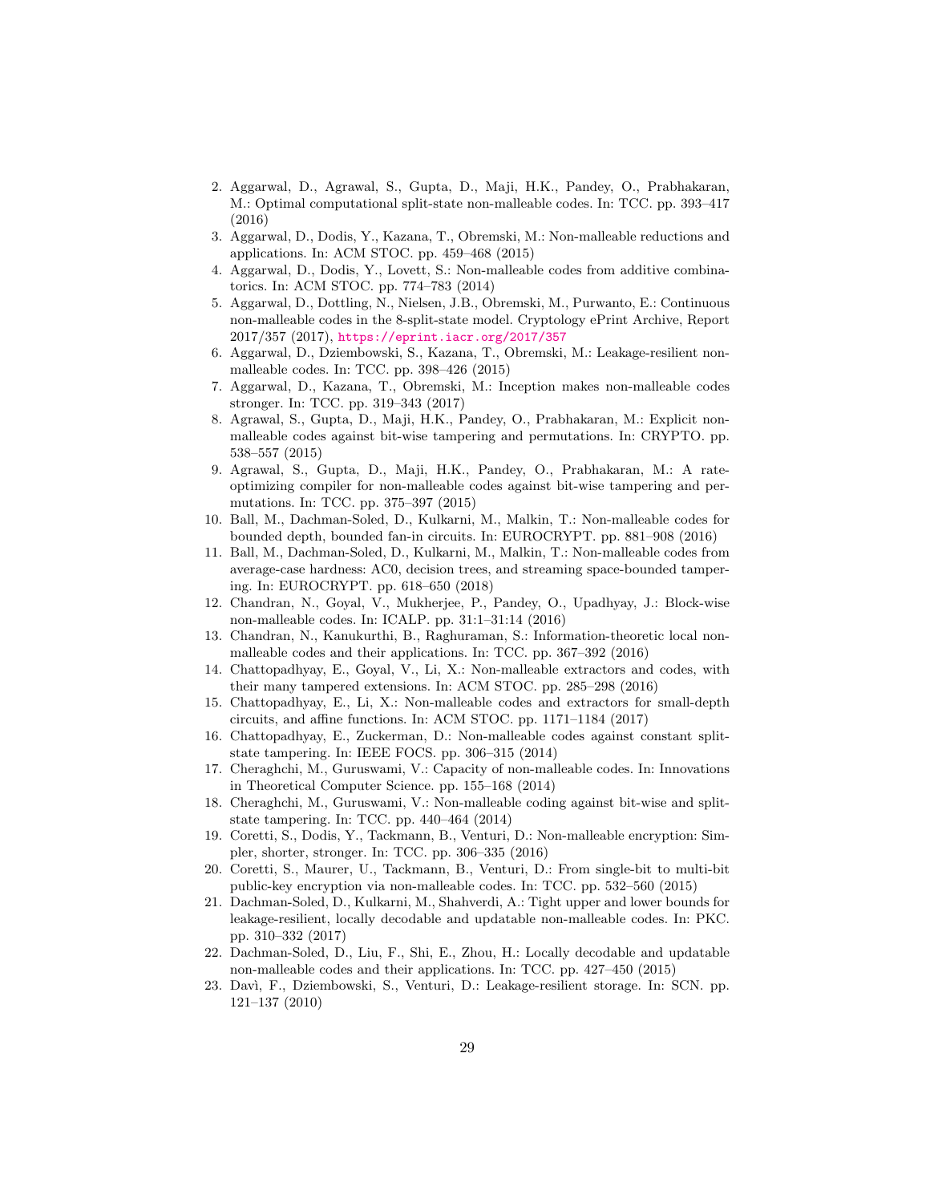2. Aggarwal, D., Agrawal, S., Gupta, D., Maji, H.K., Pandey, O., Prabhakaran, M.: Optimal computational split-state non-malleable codes. In: TCC. pp. 393–417 (2016)
3. Aggarwal, D., Dodis, Y., Kazana, T., Obremski, M.: Non-malleable reductions and applications. In: ACM STOC. pp. 459–468 (2015)
4. Aggarwal, D., Dodis, Y., Lovett, S.: Non-malleable codes from additive combinatorics. In: ACM STOC. pp. 774–783 (2014)
5. Aggarwal, D., Dottling, N., Nielsen, J.B., Obremski, M., Purwanto, E.: Continuous non-malleable codes in the 8-split-state model. Cryptology ePrint Archive, Report 2017/357 (2017), https://eprint.iacr.org/2017/357
6. Aggarwal, D., Dziembowski, S., Kazana, T., Obremski, M.: Leakage-resilient non-malleable codes. In: TCC. pp. 398–426 (2015)
7. Aggarwal, D., Kazana, T., Obremski, M.: Inception makes non-malleable codes stronger. In: TCC. pp. 319–343 (2017)
8. Agrawal, S., Gupta, D., Maji, H.K., Pandey, O., Prabhakaran, M.: Explicit non-malleable codes against bit-wise tampering and permutations. In: CRYPTO. pp. 538–557 (2015)
9. Agrawal, S., Gupta, D., Maji, H.K., Pandey, O., Prabhakaran, M.: A rate-optimizing compiler for non-malleable codes against bit-wise tampering and permutations. In: TCC. pp. 375–397 (2015)
10. Ball, M., Dachman-Soled, D., Kulkarni, M., Malkin, T.: Non-malleable codes for bounded depth, bounded fan-in circuits. In: EUROCRYPT. pp. 881–908 (2016)
11. Ball, M., Dachman-Soled, D., Kulkarni, M., Malkin, T.: Non-malleable codes from average-case hardness: AC0, decision trees, and streaming space-bounded tampering. In: EUROCRYPT. pp. 618–650 (2018)
12. Chandran, N., Goyal, V., Mukherjee, P., Pandey, O., Upadhyay, J.: Block-wise non-malleable codes. In: ICALP. pp. 31:1–31:14 (2016)
13. Chandran, N., Kanukurthi, B., Raghuraman, S.: Information-theoretic local non-malleable codes and their applications. In: TCC. pp. 367–392 (2016)
14. Chattopadhyay, E., Goyal, V., Li, X.: Non-malleable extractors and codes, with their many tampered extensions. In: ACM STOC. pp. 285–298 (2016)
15. Chattopadhyay, E., Li, X.: Non-malleable codes and extractors for small-depth circuits, and affine functions. In: ACM STOC. pp. 1171–1184 (2017)
16. Chattopadhyay, E., Zuckerman, D.: Non-malleable codes against constant split-state tampering. In: IEEE FOCS. pp. 306–315 (2014)
17. Cheraghchi, M., Guruswami, V.: Capacity of non-malleable codes. In: Innovations in Theoretical Computer Science. pp. 155–168 (2014)
18. Cheraghchi, M., Guruswami, V.: Non-malleable coding against bit-wise and split-state tampering. In: TCC. pp. 440–464 (2014)
19. Coretti, S., Dodis, Y., Tackmann, B., Venturi, D.: Non-malleable encryption: Simpler, shorter, stronger. In: TCC. pp. 306–335 (2016)
20. Coretti, S., Maurer, U., Tackmann, B., Venturi, D.: From single-bit to multi-bit public-key encryption via non-malleable codes. In: TCC. pp. 532–560 (2015)
21. Dachman-Soled, D., Kulkarni, M., Shahverdi, A.: Tight upper and lower bounds for leakage-resilient, locally decodable and updatable non-malleable codes. In: PKC. pp. 310–332 (2017)
22. Dachman-Soled, D., Liu, F., Shi, E., Zhou, H.: Locally decodable and updatable non-malleable codes and their applications. In: TCC. pp. 427–450 (2015)
23. Davì, F., Dziembowski, S., Venturi, D.: Leakage-resilient storage. In: SCN. pp. 121–137 (2010)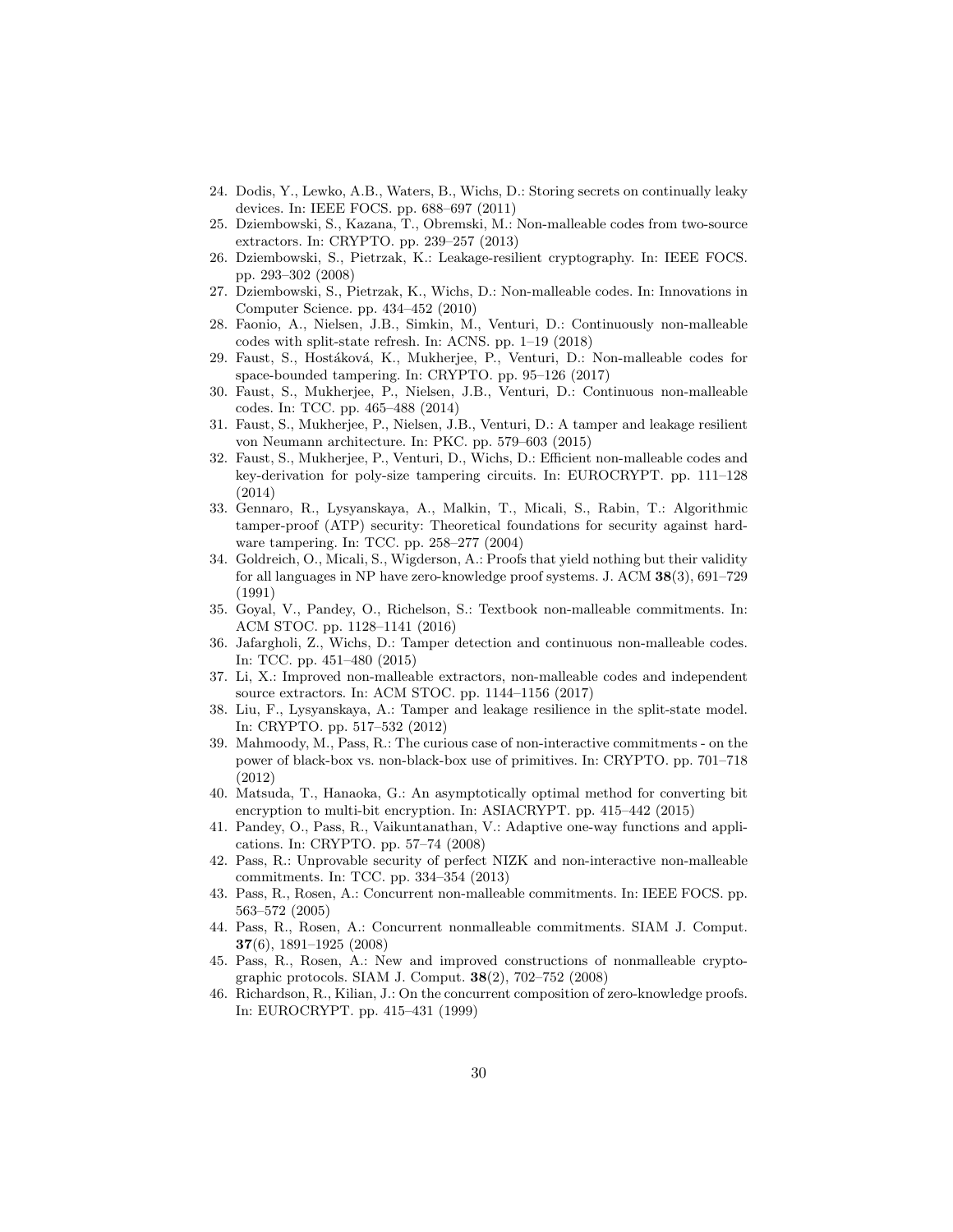24. Dodis, Y., Lewko, A.B., Waters, B., Wichs, D.: Storing secrets on continually leaky devices. In: IEEE FOCS. pp. 688–697 (2011)
25. Dziembowski, S., Kazana, T., Obremski, M.: Non-malleable codes from two-source extractors. In: CRYPTO. pp. 239–257 (2013)
26. Dziembowski, S., Pietrzak, K.: Leakage-resilient cryptography. In: IEEE FOCS. pp. 293–302 (2008)
27. Dziembowski, S., Pietrzak, K., Wichs, D.: Non-malleable codes. In: Innovations in Computer Science. pp. 434–452 (2010)
28. Faonio, A., Nielsen, J.B., Simkin, M., Venturi, D.: Continuously non-malleable codes with split-state refresh. In: ACNS. pp. 1–19 (2018)
29. Faust, S., Hostáková, K., Mukherjee, P., Venturi, D.: Non-malleable codes for space-bounded tampering. In: CRYPTO. pp. 95–126 (2017)
30. Faust, S., Mukherjee, P., Nielsen, J.B., Venturi, D.: Continuous non-malleable codes. In: TCC. pp. 465–488 (2014)
31. Faust, S., Mukherjee, P., Nielsen, J.B., Venturi, D.: A tamper and leakage resilient von Neumann architecture. In: PKC. pp. 579–603 (2015)
32. Faust, S., Mukherjee, P., Venturi, D., Wichs, D.: Efficient non-malleable codes and key-derivation for poly-size tampering circuits. In: EUROCRYPT. pp. 111–128 (2014)
33. Gennaro, R., Lysyanskaya, A., Malkin, T., Micali, S., Rabin, T.: Algorithmic tamper-proof (ATP) security: Theoretical foundations for security against hardware tampering. In: TCC. pp. 258–277 (2004)
34. Goldreich, O., Micali, S., Wigderson, A.: Proofs that yield nothing but their validity for all languages in NP have zero-knowledge proof systems. J. ACM **38**(3), 691–729 (1991)
35. Goyal, V., Pandey, O., Richelson, S.: Textbook non-malleable commitments. In: ACM STOC. pp. 1128–1141 (2016)
36. Jafargholi, Z., Wichs, D.: Tamper detection and continuous non-malleable codes. In: TCC. pp. 451–480 (2015)
37. Li, X.: Improved non-malleable extractors, non-malleable codes and independent source extractors. In: ACM STOC. pp. 1144–1156 (2017)
38. Liu, F., Lysyanskaya, A.: Tamper and leakage resilience in the split-state model. In: CRYPTO. pp. 517–532 (2012)
39. Mahmoody, M., Pass, R.: The curious case of non-interactive commitments - on the power of black-box vs. non-black-box use of primitives. In: CRYPTO. pp. 701–718 (2012)
40. Matsuda, T., Hanaoka, G.: An asymptotically optimal method for converting bit encryption to multi-bit encryption. In: ASIACRYPT. pp. 415–442 (2015)
41. Pandey, O., Pass, R., Vaikuntanathan, V.: Adaptive one-way functions and applications. In: CRYPTO. pp. 57–74 (2008)
42. Pass, R.: Unprovable security of perfect NIZK and non-interactive non-malleable commitments. In: TCC. pp. 334–354 (2013)
43. Pass, R., Rosen, A.: Concurrent non-malleable commitments. In: IEEE FOCS. pp. 563–572 (2005)
44. Pass, R., Rosen, A.: Concurrent nonmalleable commitments. SIAM J. Comput. **37**(6), 1891–1925 (2008)
45. Pass, R., Rosen, A.: New and improved constructions of nonmalleable cryptographic protocols. SIAM J. Comput. **38**(2), 702–752 (2008)
46. Richardson, R., Kilian, J.: On the concurrent composition of zero-knowledge proofs. In: EUROCRYPT. pp. 415–431 (1999)